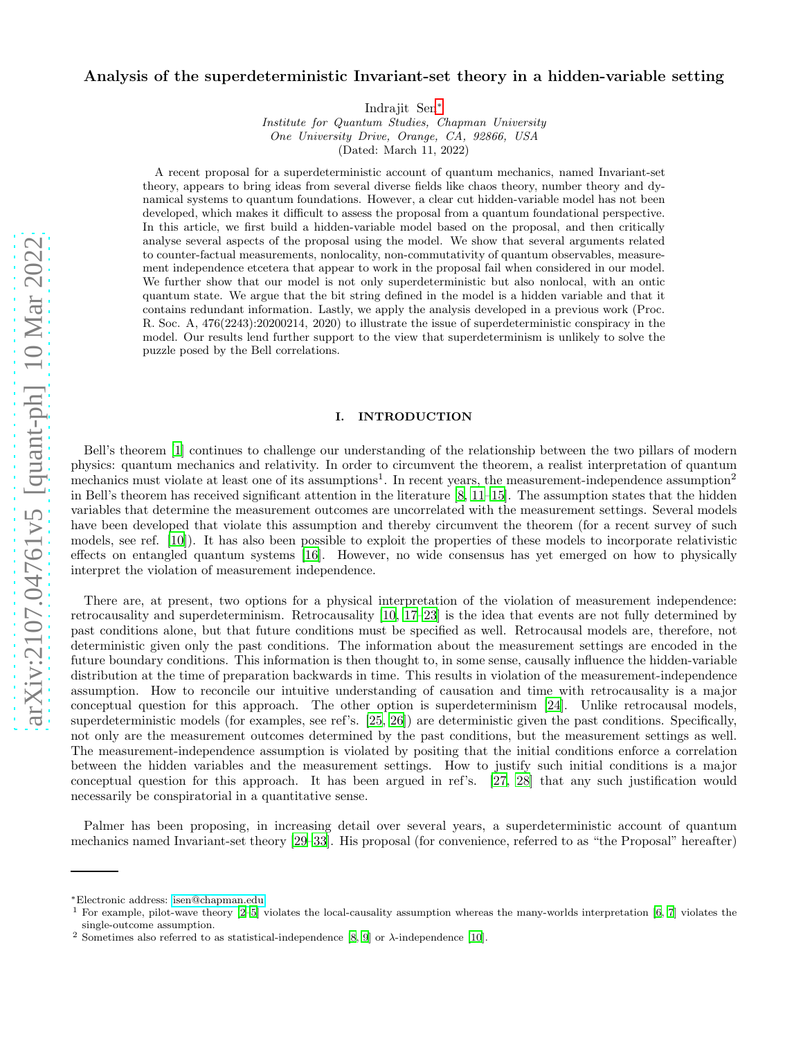# Analysis of the superdeterministic Invariant-set theory in a hidden-variable setting

Indrajit Sen*

*Institute for Quantum Studies, Chapman University*
*One University Drive, Orange, CA, 92866, USA*
(Dated: March 11, 2022)

A recent proposal for a superdeterministic account of quantum mechanics, named Invariant-set theory, appears to bring ideas from several diverse fields like chaos theory, number theory and dynamical systems to quantum foundations. However, a clear cut hidden-variable model has not been developed, which makes it difficult to assess the proposal from a quantum foundational perspective. In this article, we first build a hidden-variable model based on the proposal, and then critically analyse several aspects of the proposal using the model. We show that several arguments related to counter-factual measurements, nonlocality, non-commutativity of quantum observables, measurement independence etcetera that appear to work in the proposal fail when considered in our model. We further show that our model is not only superdeterministic but also nonlocal, with an ontic quantum state. We argue that the bit string defined in the model is a hidden variable and that it contains redundant information. Lastly, we apply the analysis developed in a previous work (Proc. R. Soc. A, 476(2243):20200214, 2020) to illustrate the issue of superdeterministic conspiracy in the model. Our results lend further support to the view that superdeterminism is unlikely to solve the puzzle posed by the Bell correlations.

## I. INTRODUCTION

Bell's theorem [1] continues to challenge our understanding of the relationship between the two pillars of modern physics: quantum mechanics and relativity. In order to circumvent the theorem, a realist interpretation of quantum mechanics must violate at least one of its assumptions[1]. In recent years, the measurement-independence assumption[2] in Bell's theorem has received significant attention in the literature [8, 11–15]. The assumption states that the hidden variables that determine the measurement outcomes are uncorrelated with the measurement settings. Several models have been developed that violate this assumption and thereby circumvent the theorem (for a recent survey of such models, see ref. [10]). It has also been possible to exploit the properties of these models to incorporate relativistic effects on entangled quantum systems [16]. However, no wide consensus has yet emerged on how to physically interpret the violation of measurement independence.

There are, at present, two options for a physical interpretation of the violation of measurement independence: retrocausality and superdeterminism. Retrocausality [10, 17–23] is the idea that events are not fully determined by past conditions alone, but that future conditions must be specified as well. Retrocausal models are, therefore, not deterministic given only the past conditions. The information about the measurement settings are encoded in the future boundary conditions. This information is then thought to, in some sense, causally influence the hidden-variable distribution at the time of preparation backwards in time. This results in violation of the measurement-independence assumption. How to reconcile our intuitive understanding of causation and time with retrocausality is a major conceptual question for this approach. The other option is superdeterminism [24]. Unlike retrocausal models, superdeterministic models (for examples, see ref's. [25, 26]) are deterministic given the past conditions. Specifically, not only are the measurement outcomes determined by the past conditions, but the measurement settings as well. The measurement-independence assumption is violated by positing that the initial conditions enforce a correlation between the hidden variables and the measurement settings. How to justify such initial conditions is a major conceptual question for this approach. It has been argued in ref's. [27, 28] that any such justification would necessarily be conspiratorial in a quantitative sense.

Palmer has been proposing, in increasing detail over several years, a superdeterministic account of quantum mechanics named Invariant-set theory [29–33]. His proposal (for convenience, referred to as "the Proposal" hereafter)

---

*Electronic address: isen@chapman.edu

[1] For example, pilot-wave theory [2–5] violates the local-causality assumption whereas the many-worlds interpretation [6, 7] violates the single-outcome assumption.

[2] Sometimes also referred to as statistical-independence [8, 9] or $\lambda$-independence [10].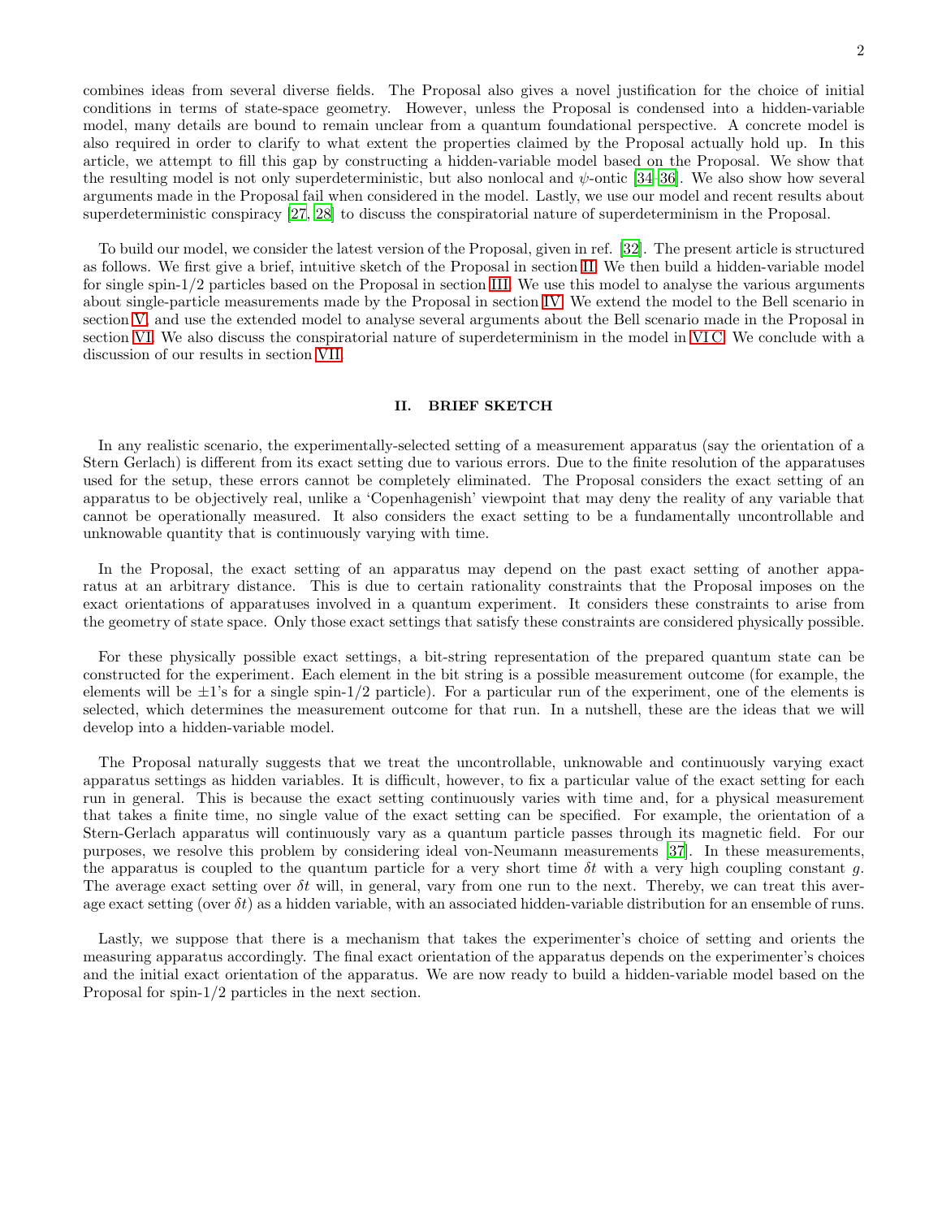combines ideas from several diverse fields. The Proposal also gives a novel justification for the choice of initial conditions in terms of state-space geometry. However, unless the Proposal is condensed into a hidden-variable model, many details are bound to remain unclear from a quantum foundational perspective. A concrete model is also required in order to clarify to what extent the properties claimed by the Proposal actually hold up. In this article, we attempt to fill this gap by constructing a hidden-variable model based on the Proposal. We show that the resulting model is not only superdeterministic, but also nonlocal and $\psi$-ontic [34–36]. We also show how several arguments made in the Proposal fail when considered in the model. Lastly, we use our model and recent results about superdeterministic conspiracy [27, 28] to discuss the conspiratorial nature of superdeterminism in the Proposal.

To build our model, we consider the latest version of the Proposal, given in ref. [32]. The present article is structured as follows. We first give a brief, intuitive sketch of the Proposal in section II. We then build a hidden-variable model for single spin-1/2 particles based on the Proposal in section III. We use this model to analyse the various arguments about single-particle measurements made by the Proposal in section IV. We extend the model to the Bell scenario in section V, and use the extended model to analyse several arguments about the Bell scenario made in the Proposal in section VI. We also discuss the conspiratorial nature of superdeterminism in the model in VI C. We conclude with a discussion of our results in section VII.

## II. BRIEF SKETCH

In any realistic scenario, the experimentally-selected setting of a measurement apparatus (say the orientation of a Stern Gerlach) is different from its exact setting due to various errors. Due to the finite resolution of the apparatuses used for the setup, these errors cannot be completely eliminated. The Proposal considers the exact setting of an apparatus to be objectively real, unlike a 'Copenhagenish' viewpoint that may deny the reality of any variable that cannot be operationally measured. It also considers the exact setting to be a fundamentally uncontrollable and unknowable quantity that is continuously varying with time.

In the Proposal, the exact setting of an apparatus may depend on the past exact setting of another apparatus at an arbitrary distance. This is due to certain rationality constraints that the Proposal imposes on the exact orientations of apparatuses involved in a quantum experiment. It considers these constraints to arise from the geometry of state space. Only those exact settings that satisfy these constraints are considered physically possible.

For these physically possible exact settings, a bit-string representation of the prepared quantum state can be constructed for the experiment. Each element in the bit string is a possible measurement outcome (for example, the elements will be $\pm 1$'s for a single spin-1/2 particle). For a particular run of the experiment, one of the elements is selected, which determines the measurement outcome for that run. In a nutshell, these are the ideas that we will develop into a hidden-variable model.

The Proposal naturally suggests that we treat the uncontrollable, unknowable and continuously varying exact apparatus settings as hidden variables. It is difficult, however, to fix a particular value of the exact setting for each run in general. This is because the exact setting continuously varies with time and, for a physical measurement that takes a finite time, no single value of the exact setting can be specified. For example, the orientation of a Stern-Gerlach apparatus will continuously vary as a quantum particle passes through its magnetic field. For our purposes, we resolve this problem by considering ideal von-Neumann measurements [37]. In these measurements, the apparatus is coupled to the quantum particle for a very short time $\delta t$ with a very high coupling constant $g$. The average exact setting over $\delta t$ will, in general, vary from one run to the next. Thereby, we can treat this average exact setting (over $\delta t$) as a hidden variable, with an associated hidden-variable distribution for an ensemble of runs.

Lastly, we suppose that there is a mechanism that takes the experimenter's choice of setting and orients the measuring apparatus accordingly. The final exact orientation of the apparatus depends on the experimenter's choices and the initial exact orientation of the apparatus. We are now ready to build a hidden-variable model based on the Proposal for spin-1/2 particles in the next section.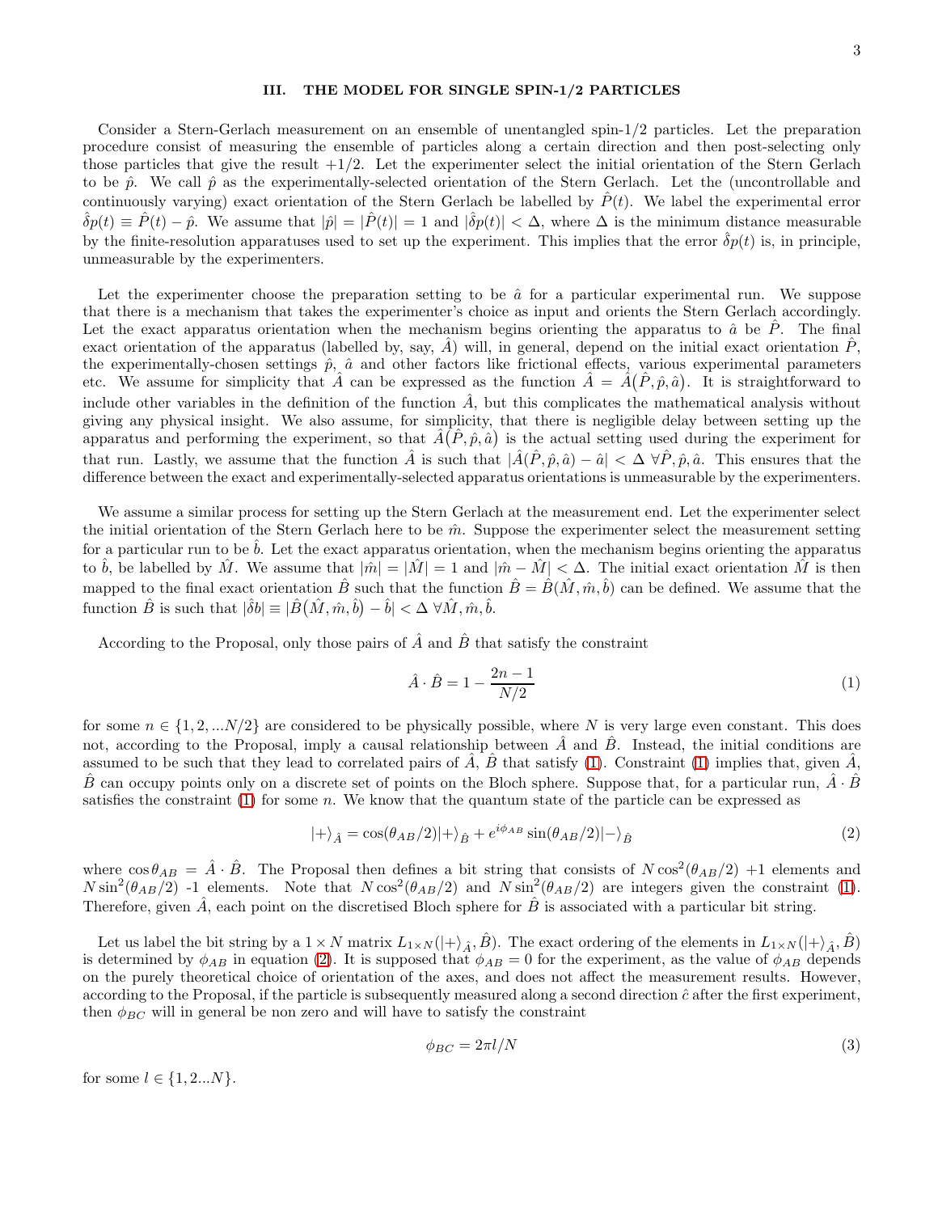## III. THE MODEL FOR SINGLE SPIN-1/2 PARTICLES

Consider a Stern-Gerlach measurement on an ensemble of unentangled spin-1/2 particles. Let the preparation procedure consist of measuring the ensemble of particles along a certain direction and then post-selecting only those particles that give the result +1/2. Let the experimenter select the initial orientation of the Stern Gerlach to be $\hat{p}$. We call $\hat{p}$ as the experimentally-selected orientation of the Stern Gerlach. Let the (uncontrollable and continuously varying) exact orientation of the Stern Gerlach be labelled by $\hat{P}(t)$. We label the experimental error $\hat{\delta}p(t) \equiv \hat{P}(t) - \hat{p}$. We assume that $|\hat{p}| = |\hat{P}(t)| = 1$ and $|\hat{\delta}p(t)| < \Delta$, where $\Delta$ is the minimum distance measurable by the finite-resolution apparatuses used to set up the experiment. This implies that the error $\hat{\delta}p(t)$ is, in principle, unmeasurable by the experimenters.

Let the experimenter choose the preparation setting to be $\hat{a}$ for a particular experimental run. We suppose that there is a mechanism that takes the experimenter's choice as input and orients the Stern Gerlach accordingly. Let the exact apparatus orientation when the mechanism begins orienting the apparatus to $\hat{a}$ be $\hat{P}$. The final exact orientation of the apparatus (labelled by, say, $\hat{A}$) will, in general, depend on the initial exact orientation $\hat{P}$, the experimentally-chosen settings $\hat{p}$, $\hat{a}$ and other factors like frictional effects, various experimental parameters etc. We assume for simplicity that $\hat{A}$ can be expressed as the function $\hat{A} = \hat{A}\big(\hat{P}, \hat{p}, \hat{a}\big)$. It is straightforward to include other variables in the definition of the function $\hat{A}$, but this complicates the mathematical analysis without giving any physical insight. We also assume, for simplicity, that there is negligible delay between setting up the apparatus and performing the experiment, so that $\hat{A}\big(\hat{P}, \hat{p}, \hat{a}\big)$ is the actual setting used during the experiment for that run. Lastly, we assume that the function $\hat{A}$ is such that $|\hat{A}(\hat{P}, \hat{p}, \hat{a}) - \hat{a}| < \Delta \;\forall \hat{P}, \hat{p}, \hat{a}$. This ensures that the difference between the exact and experimentally-selected apparatus orientations is unmeasurable by the experimenters.

We assume a similar process for setting up the Stern Gerlach at the measurement end. Let the experimenter select the initial orientation of the Stern Gerlach here to be $\hat{m}$. Suppose the experimenter select the measurement setting for a particular run to be $\hat{b}$. Let the exact apparatus orientation, when the mechanism begins orienting the apparatus to $\hat{b}$, be labelled by $\hat{M}$. We assume that $|\hat{m}| = |\hat{M}| = 1$ and $|\hat{m} - \hat{M}| < \Delta$. The initial exact orientation $\hat{M}$ is then mapped to the final exact orientation $\hat{B}$ such that the function $\hat{B} = \hat{B}(\hat{M}, \hat{m}, \hat{b})$ can be defined. We assume that the function $\hat{B}$ is such that $|\hat{\delta}b| \equiv |\hat{B}\big(\hat{M}, \hat{m}, \hat{b}\big) - \hat{b}| < \Delta \;\forall \hat{M}, \hat{m}, \hat{b}$.

According to the Proposal, only those pairs of $\hat{A}$ and $\hat{B}$ that satisfy the constraint

$$\hat{A} \cdot \hat{B} = 1 - \frac{2n-1}{N/2} \tag{1}$$

for some $n \in \{1, 2, ...N/2\}$ are considered to be physically possible, where $N$ is very large even constant. This does not, according to the Proposal, imply a causal relationship between $\hat{A}$ and $\hat{B}$. Instead, the initial conditions are assumed to be such that they lead to correlated pairs of $\hat{A}$, $\hat{B}$ that satisfy (1). Constraint (1) implies that, given $\hat{A}$, $\hat{B}$ can occupy points only on a discrete set of points on the Bloch sphere. Suppose that, for a particular run, $\hat{A} \cdot \hat{B}$ satisfies the constraint (1) for some $n$. We know that the quantum state of the particle can be expressed as

$$|+\rangle_{\hat{A}} = \cos(\theta_{AB}/2)|+\rangle_{\hat{B}} + e^{i\phi_{AB}} \sin(\theta_{AB}/2)|-\rangle_{\hat{B}} \tag{2}$$

where $\cos\theta_{AB} = \hat{A} \cdot \hat{B}$. The Proposal then defines a bit string that consists of $N\cos^2(\theta_{AB}/2)$ +1 elements and $N\sin^2(\theta_{AB}/2)$ -1 elements. Note that $N\cos^2(\theta_{AB}/2)$ and $N\sin^2(\theta_{AB}/2)$ are integers given the constraint (1). Therefore, given $\hat{A}$, each point on the discretised Bloch sphere for $\hat{B}$ is associated with a particular bit string.

Let us label the bit string by a $1 \times N$ matrix $L_{1\times N}(|+\rangle_{\hat{A}}, \hat{B})$. The exact ordering of the elements in $L_{1\times N}(|+\rangle_{\hat{A}}, \hat{B})$ is determined by $\phi_{AB}$ in equation (2). It is supposed that $\phi_{AB} = 0$ for the experiment, as the value of $\phi_{AB}$ depends on the purely theoretical choice of orientation of the axes, and does not affect the measurement results. However, according to the Proposal, if the particle is subsequently measured along a second direction $\hat{c}$ after the first experiment, then $\phi_{BC}$ will in general be non zero and will have to satisfy the constraint

$$\phi_{BC} = 2\pi l/N \tag{3}$$

for some $l \in \{1, 2...N\}$.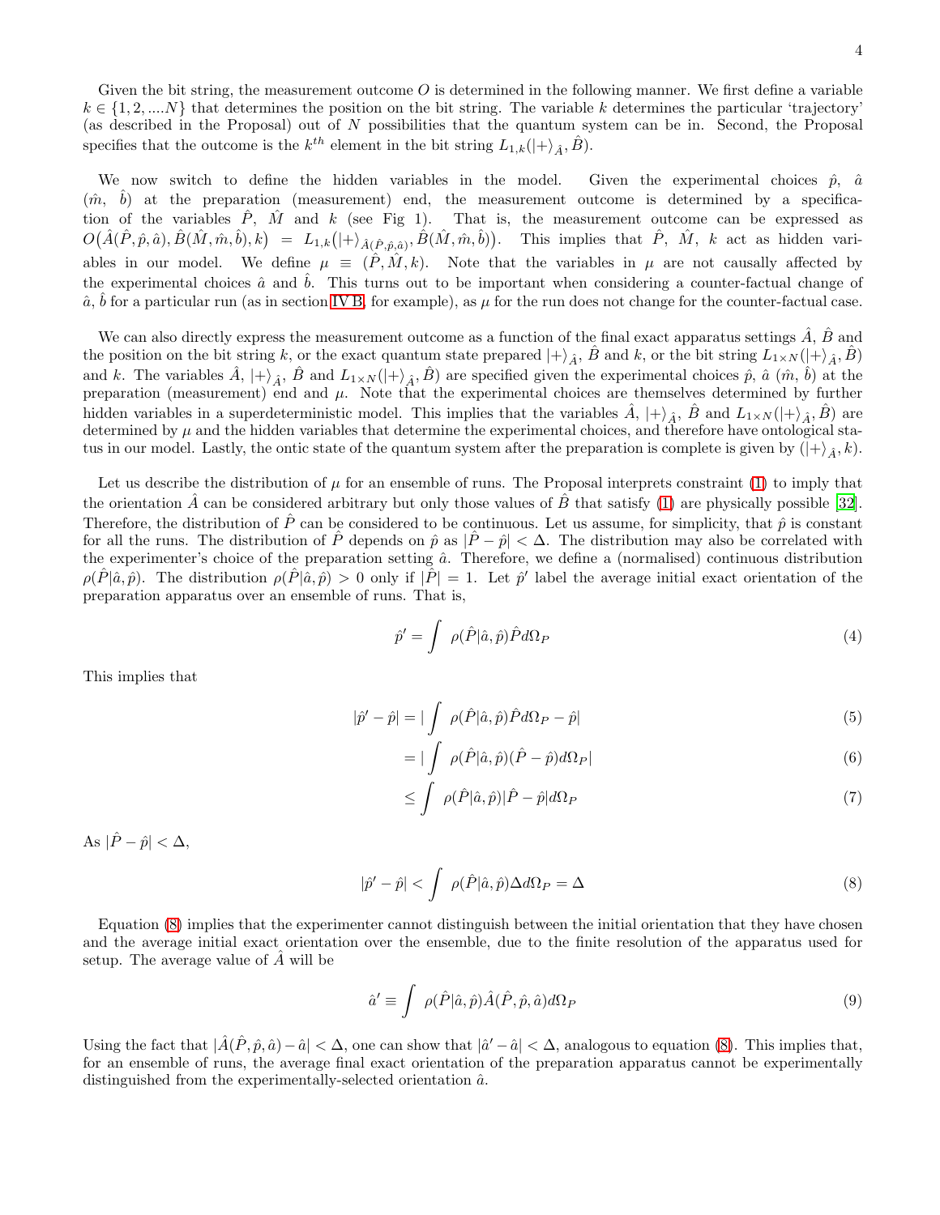Given the bit string, the measurement outcome $O$ is determined in the following manner. We first define a variable $k \in \{1, 2, ....N\}$ that determines the position on the bit string. The variable $k$ determines the particular 'trajectory' (as described in the Proposal) out of $N$ possibilities that the quantum system can be in. Second, the Proposal specifies that the outcome is the $k^{th}$ element in the bit string $L_{1,k}(|+\rangle_{\hat{A}}, \hat{B})$.

We now switch to define the hidden variables in the model. Given the experimental choices $\hat{p}$, $\hat{a}$ ($\hat{m}$, $\hat{b}$) at the preparation (measurement) end, the measurement outcome is determined by a specification of the variables $\hat{P}$, $\hat{M}$ and $k$ (see Fig 1). That is, the measurement outcome can be expressed as $O\big(\hat{A}(\hat{P}, \hat{p}, \hat{a}), \hat{B}(\hat{M}, \hat{m}, \hat{b}), k\big) = L_{1,k}\big(|+\rangle_{\hat{A}(\hat{P}, \hat{p}, \hat{a})}, \hat{B}(\hat{M}, \hat{m}, \hat{b})\big)$. This implies that $\hat{P}$, $\hat{M}$, $k$ act as hidden variables in our model. We define $\mu \equiv (\hat{P}, \hat{M}, k)$. Note that the variables in $\mu$ are not causally affected by the experimental choices $\hat{a}$ and $\hat{b}$. This turns out to be important when considering a counter-factual change of $\hat{a}$, $\hat{b}$ for a particular run (as in section IV B, for example), as $\mu$ for the run does not change for the counter-factual case.

We can also directly express the measurement outcome as a function of the final exact apparatus settings $\hat{A}$, $\hat{B}$ and the position on the bit string $k$, or the exact quantum state prepared $|+\rangle_{\hat{A}}$, $\hat{B}$ and $k$, or the bit string $L_{1\times N}(|+\rangle_{\hat{A}}, \hat{B})$ and $k$. The variables $\hat{A}$, $|+\rangle_{\hat{A}}$, $\hat{B}$ and $L_{1\times N}(|+\rangle_{\hat{A}}, \hat{B})$ are specified given the experimental choices $\hat{p}$, $\hat{a}$ ($\hat{m}$, $\hat{b}$) at the preparation (measurement) end and $\mu$. Note that the experimental choices are themselves determined by further hidden variables in a superdeterministic model. This implies that the variables $\hat{A}$, $|+\rangle_{\hat{A}}$, $\hat{B}$ and $L_{1\times N}(|+\rangle_{\hat{A}}, \hat{B})$ are determined by $\mu$ and the hidden variables that determine the experimental choices, and therefore have ontological status in our model. Lastly, the ontic state of the quantum system after the preparation is complete is given by $(|+\rangle_{\hat{A}}, k)$.

Let us describe the distribution of $\mu$ for an ensemble of runs. The Proposal interprets constraint (1) to imply that the orientation $\hat{A}$ can be considered arbitrary but only those values of $\hat{B}$ that satisfy (1) are physically possible [32]. Therefore, the distribution of $\hat{P}$ can be considered to be continuous. Let us assume, for simplicity, that $\hat{p}$ is constant for all the runs. The distribution of $\hat{P}$ depends on $\hat{p}$ as $|\hat{P} - \hat{p}| < \Delta$. The distribution may also be correlated with the experimenter's choice of the preparation setting $\hat{a}$. Therefore, we define a (normalised) continuous distribution $\rho(\hat{P}|\hat{a}, \hat{p})$. The distribution $\rho(\hat{P}|\hat{a}, \hat{p}) > 0$ only if $|\hat{P}| = 1$. Let $\hat{p}'$ label the average initial exact orientation of the preparation apparatus over an ensemble of runs. That is,

$$\hat{p}' = \int \rho(\hat{P}|\hat{a}, \hat{p})\hat{P} d\Omega_P \tag{4}$$

This implies that

$$|\hat{p}' - \hat{p}| = |\int \rho(\hat{P}|\hat{a}, \hat{p})\hat{P} d\Omega_P - \hat{p}| \tag{5}$$

$$= |\int \rho(\hat{P}|\hat{a}, \hat{p})(\hat{P} - \hat{p}) d\Omega_P| \tag{6}$$

$$\leq \int \rho(\hat{P}|\hat{a}, \hat{p})|\hat{P} - \hat{p}| d\Omega_P \tag{7}$$

As $|\hat{P} - \hat{p}| < \Delta$,

$$|\hat{p}' - \hat{p}| < \int \rho(\hat{P}|\hat{a}, \hat{p})\Delta d\Omega_P = \Delta \tag{8}$$

Equation (8) implies that the experimenter cannot distinguish between the initial orientation that they have chosen and the average initial exact orientation over the ensemble, due to the finite resolution of the apparatus used for setup. The average value of $\hat{A}$ will be

$$\hat{a}' \equiv \int \rho(\hat{P}|\hat{a}, \hat{p})\hat{A}(\hat{P}, \hat{p}, \hat{a}) d\Omega_P \tag{9}$$

Using the fact that $|\hat{A}(\hat{P}, \hat{p}, \hat{a}) - \hat{a}| < \Delta$, one can show that $|\hat{a}' - \hat{a}| < \Delta$, analogous to equation (8). This implies that, for an ensemble of runs, the average final exact orientation of the preparation apparatus cannot be experimentally distinguished from the experimentally-selected orientation $\hat{a}$.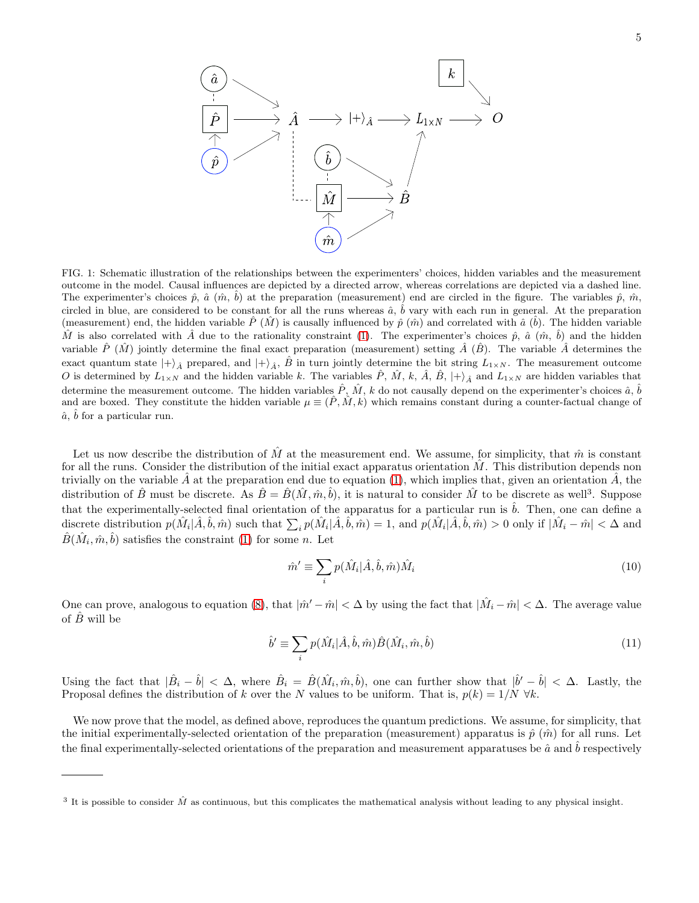FIG. 1: Schematic illustration of the relationships between the experimenters' choices, hidden variables and the measurement outcome in the model. Causal influences are depicted by a directed arrow, whereas correlations are depicted via a dashed line. The experimenter's choices $\hat{p}$, $\hat{a}$ ($\hat{m}$, $\hat{b}$) at the preparation (measurement) end are circled in the figure. The variables $\hat{p}$, $\hat{m}$, circled in blue, are considered to be constant for all the runs whereas $\hat{a}$, $\hat{b}$ vary with each run in general. At the preparation (measurement) end, the hidden variable $\hat{P}$ ($\hat{M}$) is causally influenced by $\hat{p}$ ($\hat{m}$) and correlated with $\hat{a}$ ($\hat{b}$). The hidden variable $\hat{M}$ is also correlated with $\hat{A}$ due to the rationality constraint (1). The experimenter's choices $\hat{p}$, $\hat{a}$ ($\hat{m}$, $\hat{b}$) and the hidden variable $\hat{P}$ ($\hat{M}$) jointly determine the final exact preparation (measurement) setting $\hat{A}$ ($\hat{B}$). The variable $\hat{A}$ determines the exact quantum state $|+\rangle_{\hat{A}}$ prepared, and $|+\rangle_{\hat{A}}$, $\hat{B}$ in turn jointly determine the bit string $L_{1\times N}$. The measurement outcome $O$ is determined by $L_{1\times N}$ and the hidden variable $k$. The variables $\hat{P}$, $\hat{M}$, $k$, $\hat{A}$, $\hat{B}$, $|+\rangle_{\hat{A}}$ and $L_{1\times N}$ are hidden variables that determine the measurement outcome. The hidden variables $\hat{P}$, $\hat{M}$, $k$ do not causally depend on the experimenter's choices $\hat{a}$, $\hat{b}$ and are boxed. They constitute the hidden variable $\mu \equiv (\hat{P}, \hat{M}, k)$ which remains constant during a counter-factual change of $\hat{a}$, $\hat{b}$ for a particular run.

Let us now describe the distribution of $\hat{M}$ at the measurement end. We assume, for simplicity, that $\hat{m}$ is constant for all the runs. Consider the distribution of the initial exact apparatus orientation $\hat{M}$. This distribution depends non trivially on the variable $\hat{A}$ at the preparation end due to equation (1), which implies that, given an orientation $\hat{A}$, the distribution of $\hat{B}$ must be discrete. As $\hat{B} = \hat{B}(\hat{M}, \hat{m}, \hat{b})$, it is natural to consider $\hat{M}$ to be discrete as well[3]. Suppose that the experimentally-selected final orientation of the apparatus for a particular run is $\hat{b}$. Then, one can define a discrete distribution $p(\hat{M}_i|\hat{A}, \hat{b}, \hat{m})$ such that $\sum_i p(\hat{M}_i|\hat{A}, \hat{b}, \hat{m}) = 1$, and $p(\hat{M}_i|\hat{A}, \hat{b}, \hat{m}) > 0$ only if $|\hat{M}_i - \hat{m}| < \Delta$ and $\hat{B}(\hat{M}_i, \hat{m}, \hat{b})$ satisfies the constraint (1) for some $n$. Let

$$\hat{m}' \equiv \sum_i p(\hat{M}_i|\hat{A}, \hat{b}, \hat{m})\hat{M}_i \tag{10}$$

One can prove, analogous to equation (8), that $|\hat{m}' - \hat{m}| < \Delta$ by using the fact that $|\hat{M}_i - \hat{m}| < \Delta$. The average value of $\hat{B}$ will be

$$\hat{b}' \equiv \sum_i p(\hat{M}_i|\hat{A}, \hat{b}, \hat{m})\hat{B}(\hat{M}_i, \hat{m}, \hat{b}) \tag{11}$$

Using the fact that $|\hat{B}_i - \hat{b}| < \Delta$, where $\hat{B}_i = \hat{B}(\hat{M}_i, \hat{m}, \hat{b})$, one can further show that $|\hat{b}' - \hat{b}| < \Delta$. Lastly, the Proposal defines the distribution of $k$ over the $N$ values to be uniform. That is, $p(k) = 1/N \ \forall k$.

We now prove that the model, as defined above, reproduces the quantum predictions. We assume, for simplicity, that the initial experimentally-selected orientation of the preparation (measurement) apparatus is $\hat{p}$ ($\hat{m}$) for all runs. Let the final experimentally-selected orientations of the preparation and measurement apparatuses be $\hat{a}$ and $\hat{b}$ respectively

[3] It is possible to consider $\hat{M}$ as continuous, but this complicates the mathematical analysis without leading to any physical insight.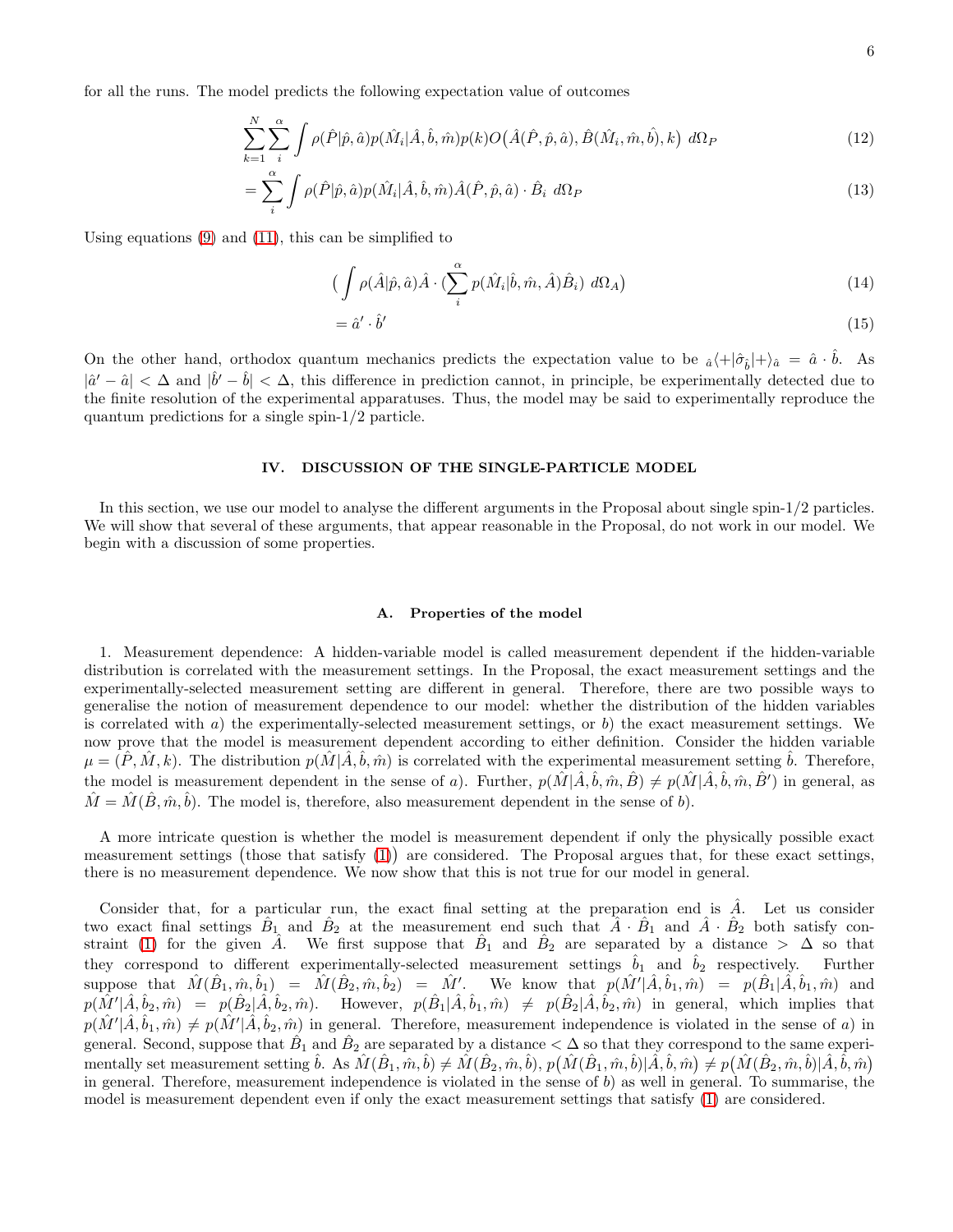for all the runs. The model predicts the following expectation value of outcomes

$$\sum_{k=1}^{N}\sum_{i}^{\alpha}\int \rho(\hat{P}|\hat{p},\hat{a})p(\hat{M}_i|\hat{A},\hat{b},\hat{m})p(k)O\big(\hat{A}(\hat{P},\hat{p},\hat{a}),\hat{B}(\hat{M}_i,\hat{m},\hat{b}),k\big)\ d\Omega_P \tag{12}$$

$$=\sum_{i}^{\alpha}\int \rho(\hat{P}|\hat{p},\hat{a})p(\hat{M}_i|\hat{A},\hat{b},\hat{m})\hat{A}(\hat{P},\hat{p},\hat{a})\cdot\hat{B}_i\ d\Omega_P \tag{13}$$

Using equations (9) and (11), this can be simplified to

$$\Big(\int \rho(\hat{A}|\hat{p},\hat{a})\hat{A}\cdot\big(\sum_{i}^{\alpha}p(\hat{M}_i|\hat{b},\hat{m},\hat{A})\hat{B}_i\big)\ d\Omega_A\Big) \tag{14}$$

$$=\hat{a}'\cdot\hat{b}' \tag{15}$$

On the other hand, orthodox quantum mechanics predicts the expectation value to be ${}_{\hat{a}}\langle+|\hat{\sigma}_{\hat{b}}|+\rangle_{\hat{a}}=\hat{a}\cdot\hat{b}$. As $|\hat{a}'-\hat{a}|<\Delta$ and $|\hat{b}'-\hat{b}|<\Delta$, this difference in prediction cannot, in principle, be experimentally detected due to the finite resolution of the experimental apparatuses. Thus, the model may be said to experimentally reproduce the quantum predictions for a single spin-1/2 particle.

## IV. DISCUSSION OF THE SINGLE-PARTICLE MODEL

In this section, we use our model to analyse the different arguments in the Proposal about single spin-1/2 particles. We will show that several of these arguments, that appear reasonable in the Proposal, do not work in our model. We begin with a discussion of some properties.

### A. Properties of the model

1. Measurement dependence: A hidden-variable model is called measurement dependent if the hidden-variable distribution is correlated with the measurement settings. In the Proposal, the exact measurement settings and the experimentally-selected measurement setting are different in general. Therefore, there are two possible ways to generalise the notion of measurement dependence to our model: whether the distribution of the hidden variables is correlated with *a*) the experimentally-selected measurement settings, or *b*) the exact measurement settings. We now prove that the model is measurement dependent according to either definition. Consider the hidden variable $\mu=(\hat{P},\hat{M},k)$. The distribution $p(\hat{M}|\hat{A},\hat{b},\hat{m})$ is correlated with the experimental measurement setting $\hat{b}$. Therefore, the model is measurement dependent in the sense of *a*). Further, $p(\hat{M}|\hat{A},\hat{b},\hat{m},\hat{B})\neq p(\hat{M}|\hat{A},\hat{b},\hat{m},\hat{B}')$ in general, as $\hat{M}=\hat{M}(\hat{B},\hat{m},\hat{b})$. The model is, therefore, also measurement dependent in the sense of *b*).

A more intricate question is whether the model is measurement dependent if only the physically possible exact measurement settings (those that satisfy (1)) are considered. The Proposal argues that, for these exact settings, there is no measurement dependence. We now show that this is not true for our model in general.

Consider that, for a particular run, the exact final setting at the preparation end is $\hat{A}$. Let us consider two exact final settings $\hat{B}_1$ and $\hat{B}_2$ at the measurement end such that $\hat{A}\cdot\hat{B}_1$ and $\hat{A}\cdot\hat{B}_2$ both satisfy constraint (1) for the given $\hat{A}$. We first suppose that $\hat{B}_1$ and $\hat{B}_2$ are separated by a distance $>\Delta$ so that they correspond to different experimentally-selected measurement settings $\hat{b}_1$ and $\hat{b}_2$ respectively. Further suppose that $\hat{M}(\hat{B}_1,\hat{m},\hat{b}_1)=\hat{M}(\hat{B}_2,\hat{m},\hat{b}_2)=\hat{M}'$. We know that $p(\hat{M}'|\hat{A},\hat{b}_1,\hat{m})=p(\hat{B}_1|\hat{A},\hat{b}_1,\hat{m})$ and $p(\hat{M}'|\hat{A},\hat{b}_2,\hat{m})=p(\hat{B}_2|\hat{A},\hat{b}_2,\hat{m})$. However, $p(\hat{B}_1|\hat{A},\hat{b}_1,\hat{m})\neq p(\hat{B}_2|\hat{A},\hat{b}_2,\hat{m})$ in general, which implies that $p(\hat{M}'|\hat{A},\hat{b}_1,\hat{m})\neq p(\hat{M}'|\hat{A},\hat{b}_2,\hat{m})$ in general. Therefore, measurement independence is violated in the sense of *a*) in general. Second, suppose that $\hat{B}_1$ and $\hat{B}_2$ are separated by a distance $<\Delta$ so that they correspond to the same experimentally set measurement setting $\hat{b}$. As $\hat{M}(\hat{B}_1,\hat{m},\hat{b})\neq\hat{M}(\hat{B}_2,\hat{m},\hat{b})$, $p\big(\hat{M}(\hat{B}_1,\hat{m},\hat{b})|\hat{A},\hat{b},\hat{m}\big)\neq p\big(\hat{M}(\hat{B}_2,\hat{m},\hat{b})|\hat{A},\hat{b},\hat{m}\big)$ in general. Therefore, measurement independence is violated in the sense of *b*) as well in general. To summarise, the model is measurement dependent even if only the exact measurement settings that satisfy (1) are considered.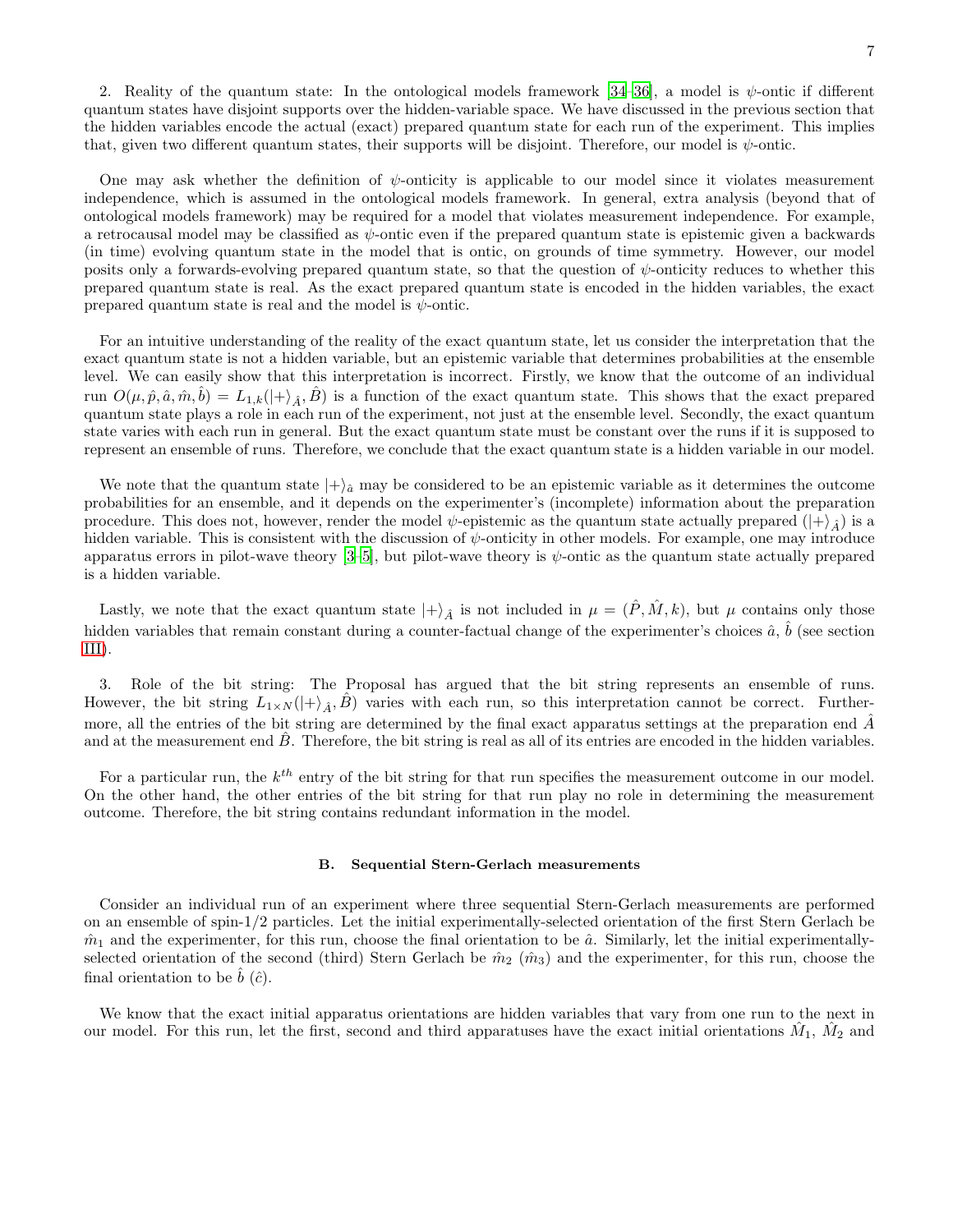2. Reality of the quantum state: In the ontological models framework [34–36], a model is $\psi$-ontic if different quantum states have disjoint supports over the hidden-variable space. We have discussed in the previous section that the hidden variables encode the actual (exact) prepared quantum state for each run of the experiment. This implies that, given two different quantum states, their supports will be disjoint. Therefore, our model is $\psi$-ontic.

One may ask whether the definition of $\psi$-onticity is applicable to our model since it violates measurement independence, which is assumed in the ontological models framework. In general, extra analysis (beyond that of ontological models framework) may be required for a model that violates measurement independence. For example, a retrocausal model may be classified as $\psi$-ontic even if the prepared quantum state is epistemic given a backwards (in time) evolving quantum state in the model that is ontic, on grounds of time symmetry. However, our model posits only a forwards-evolving prepared quantum state, so that the question of $\psi$-onticity reduces to whether this prepared quantum state is real. As the exact prepared quantum state is encoded in the hidden variables, the exact prepared quantum state is real and the model is $\psi$-ontic.

For an intuitive understanding of the reality of the exact quantum state, let us consider the interpretation that the exact quantum state is not a hidden variable, but an epistemic variable that determines probabilities at the ensemble level. We can easily show that this interpretation is incorrect. Firstly, we know that the outcome of an individual run $O(\mu, \hat{p}, \hat{a}, \hat{m}, \hat{b}) = L_{1,k}(|+\rangle_{\hat{A}}, \hat{B})$ is a function of the exact quantum state. This shows that the exact prepared quantum state plays a role in each run of the experiment, not just at the ensemble level. Secondly, the exact quantum state varies with each run in general. But the exact quantum state must be constant over the runs if it is supposed to represent an ensemble of runs. Therefore, we conclude that the exact quantum state is a hidden variable in our model.

We note that the quantum state $|+\rangle_{\hat{a}}$ may be considered to be an epistemic variable as it determines the outcome probabilities for an ensemble, and it depends on the experimenter's (incomplete) information about the preparation procedure. This does not, however, render the model $\psi$-epistemic as the quantum state actually prepared ($|+\rangle_{\hat{A}}$) is a hidden variable. This is consistent with the discussion of $\psi$-onticity in other models. For example, one may introduce apparatus errors in pilot-wave theory [3–5], but pilot-wave theory is $\psi$-ontic as the quantum state actually prepared is a hidden variable.

Lastly, we note that the exact quantum state $|+\rangle_{\hat{A}}$ is not included in $\mu = (\hat{P}, \hat{M}, k)$, but $\mu$ contains only those hidden variables that remain constant during a counter-factual change of the experimenter's choices $\hat{a}$, $\hat{b}$ (see section III).

3. Role of the bit string: The Proposal has argued that the bit string represents an ensemble of runs. However, the bit string $L_{1\times N}(|+\rangle_{\hat{A}}, \hat{B})$ varies with each run, so this interpretation cannot be correct. Furthermore, all the entries of the bit string are determined by the final exact apparatus settings at the preparation end $\hat{A}$ and at the measurement end $\hat{B}$. Therefore, the bit string is real as all of its entries are encoded in the hidden variables.

For a particular run, the $k^{th}$ entry of the bit string for that run specifies the measurement outcome in our model. On the other hand, the other entries of the bit string for that run play no role in determining the measurement outcome. Therefore, the bit string contains redundant information in the model.

### B. Sequential Stern-Gerlach measurements

Consider an individual run of an experiment where three sequential Stern-Gerlach measurements are performed on an ensemble of spin-1/2 particles. Let the initial experimentally-selected orientation of the first Stern Gerlach be $\hat{m}_1$ and the experimenter, for this run, choose the final orientation to be $\hat{a}$. Similarly, let the initial experimentally-selected orientation of the second (third) Stern Gerlach be $\hat{m}_2$ ($\hat{m}_3$) and the experimenter, for this run, choose the final orientation to be $\hat{b}$ ($\hat{c}$).

We know that the exact initial apparatus orientations are hidden variables that vary from one run to the next in our model. For this run, let the first, second and third apparatuses have the exact initial orientations $\hat{M}_1$, $\hat{M}_2$ and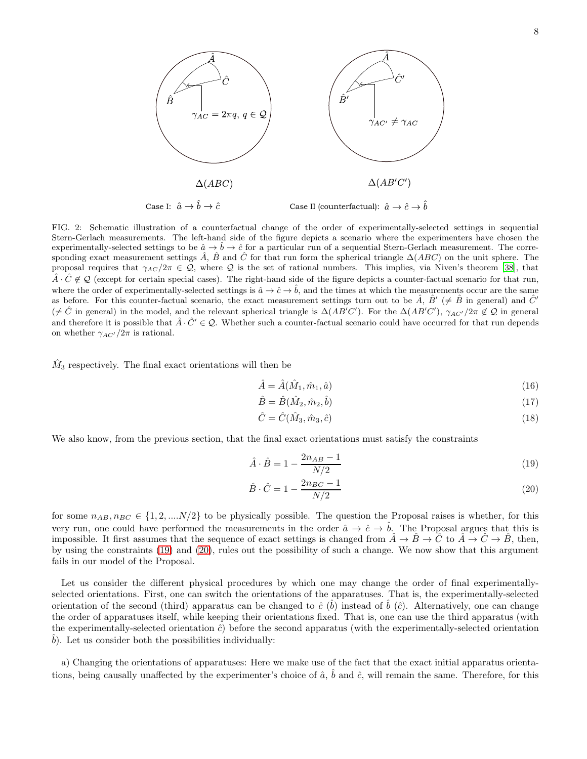$\Delta(ABC)$ $\Delta(AB'C')$

Case I: $\hat{a} \to \hat{b} \to \hat{c}$ Case II (counterfactual): $\hat{a} \to \hat{c} \to \hat{b}$

FIG. 2: Schematic illustration of a counterfactual change of the order of experimentally-selected settings in sequential Stern-Gerlach measurements. The left-hand side of the figure depicts a scenario where the experimenters have chosen the experimentally-selected settings to be $\hat{a} \to \hat{b} \to \hat{c}$ for a particular run of a sequential Stern-Gerlach measurement. The corresponding exact measurement settings $\hat{A}$, $\hat{B}$ and $\hat{C}$ for that run form the spherical triangle $\Delta(ABC)$ on the unit sphere. The proposal requires that $\gamma_{AC}/2\pi \in \mathcal{Q}$, where $\mathcal{Q}$ is the set of rational numbers. This implies, via Niven's theorem [38], that $\hat{A} \cdot \hat{C} \notin \mathcal{Q}$ (except for certain special cases). The right-hand side of the figure depicts a counter-factual scenario for that run, where the order of experimentally-selected settings is $\hat{a} \to \hat{c} \to \hat{b}$, and the times at which the measurements occur are the same as before. For this counter-factual scenario, the exact measurement settings turn out to be $\hat{A}$, $\hat{B}'$ ($\neq \hat{B}$ in general) and $\hat{C}'$ ($\neq \hat{C}$ in general) in the model, and the relevant spherical triangle is $\Delta(AB'C')$. For the $\Delta(AB'C')$, $\gamma_{AC'}/2\pi \notin \mathcal{Q}$ in general and therefore it is possible that $\hat{A} \cdot \hat{C}' \in \mathcal{Q}$. Whether such a counter-factual scenario could have occurred for that run depends on whether $\gamma_{AC'}/2\pi$ is rational.

$\hat{M}_3$ respectively. The final exact orientations will then be

$$\hat{A} = \hat{A}(\hat{M}_1, \hat{m}_1, \hat{a}) \tag{16}$$

$$\hat{B} = \hat{B}(\hat{M}_2, \hat{m}_2, \hat{b}) \tag{17}$$

$$\hat{C} = \hat{C}(\hat{M}_3, \hat{m}_3, \hat{c}) \tag{18}$$

We also know, from the previous section, that the final exact orientations must satisfy the constraints

$$\hat{A} \cdot \hat{B} = 1 - \frac{2n_{AB} - 1}{N/2} \tag{19}$$

$$\hat{B} \cdot \hat{C} = 1 - \frac{2n_{BC} - 1}{N/2} \tag{20}$$

for some $n_{AB}, n_{BC} \in \{1, 2, ....N/2\}$ to be physically possible. The question the Proposal raises is whether, for this very run, one could have performed the measurements in the order $\hat{a} \to \hat{c} \to \hat{b}$. The Proposal argues that this is impossible. It first assumes that the sequence of exact settings is changed from $\hat{A} \to \hat{B} \to \hat{C}$ to $\hat{A} \to \hat{C} \to \hat{B}$, then, by using the constraints (19) and (20), rules out the possibility of such a change. We now show that this argument fails in our model of the Proposal.

Let us consider the different physical procedures by which one may change the order of final experimentally-selected orientations. First, one can switch the orientations of the apparatuses. That is, the experimentally-selected orientation of the second (third) apparatus can be changed to $\hat{c}$ ($\hat{b}$) instead of $\hat{b}$ ($\hat{c}$). Alternatively, one can change the order of apparatuses itself, while keeping their orientations fixed. That is, one can use the third apparatus (with the experimentally-selected orientation $\hat{c}$) before the second apparatus (with the experimentally-selected orientation $\hat{b}$). Let us consider both the possibilities individually:

a) Changing the orientations of apparatuses: Here we make use of the fact that the exact initial apparatus orientations, being causally unaffected by the experimenter's choice of $\hat{a}$, $\hat{b}$ and $\hat{c}$, will remain the same. Therefore, for this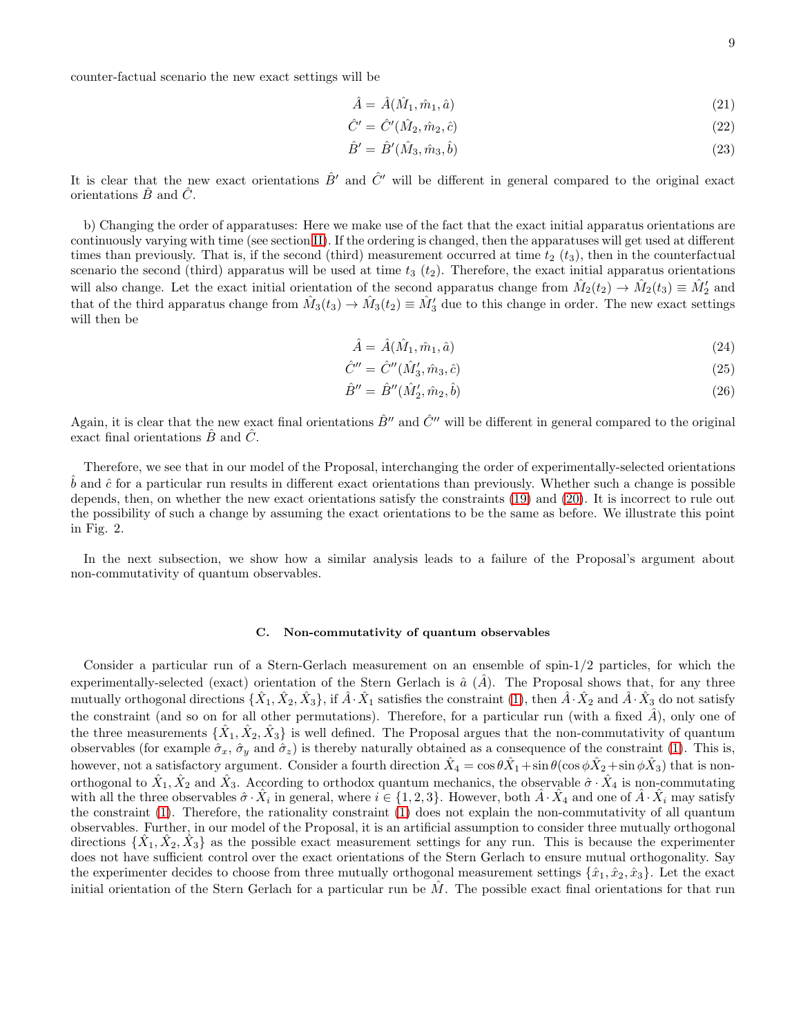counter-factual scenario the new exact settings will be

$$\hat{A} = \hat{A}(\hat{M}_1, \hat{m}_1, \hat{a}) \tag{21}$$

$$\hat{C}' = \hat{C}'(\hat{M}_2, \hat{m}_2, \hat{c}) \tag{22}$$

$$\hat{B}' = \hat{B}'(\hat{M}_3, \hat{m}_3, \hat{b}) \tag{23}$$

It is clear that the new exact orientations $\hat{B}'$ and $\hat{C}'$ will be different in general compared to the original exact orientations $\hat{B}$ and $\hat{C}$.

b) Changing the order of apparatuses: Here we make use of the fact that the exact initial apparatus orientations are continuously varying with time (see section II). If the ordering is changed, then the apparatuses will get used at different times than previously. That is, if the second (third) measurement occurred at time $t_2$ ($t_3$), then in the counterfactual scenario the second (third) apparatus will be used at time $t_3$ ($t_2$). Therefore, the exact initial apparatus orientations will also change. Let the exact initial orientation of the second apparatus change from $\hat{M}_2(t_2) \rightarrow \hat{M}_2(t_3) \equiv \hat{M}'_2$ and that of the third apparatus change from $\hat{M}_3(t_3) \rightarrow \hat{M}_3(t_2) \equiv \hat{M}'_3$ due to this change in order. The new exact settings will then be

$$\hat{A} = \hat{A}(\hat{M}_1, \hat{m}_1, \hat{a}) \tag{24}$$

$$\hat{C}'' = \hat{C}''(\hat{M}'_3, \hat{m}_3, \hat{c}) \tag{25}$$

$$\hat{B}'' = \hat{B}''(\hat{M}'_2, \hat{m}_2, \hat{b}) \tag{26}$$

Again, it is clear that the new exact final orientations $\hat{B}''$ and $\hat{C}''$ will be different in general compared to the original exact final orientations $\hat{B}$ and $\hat{C}$.

Therefore, we see that in our model of the Proposal, interchanging the order of experimentally-selected orientations $\hat{b}$ and $\hat{c}$ for a particular run results in different exact orientations than previously. Whether such a change is possible depends, then, on whether the new exact orientations satisfy the constraints (19) and (20). It is incorrect to rule out the possibility of such a change by assuming the exact orientations to be the same as before. We illustrate this point in Fig. 2.

In the next subsection, we show how a similar analysis leads to a failure of the Proposal's argument about non-commutativity of quantum observables.

### C. Non-commutativity of quantum observables

Consider a particular run of a Stern-Gerlach measurement on an ensemble of spin-1/2 particles, for which the experimentally-selected (exact) orientation of the Stern Gerlach is $\hat{a}$ ($\hat{A}$). The Proposal shows that, for any three mutually orthogonal directions $\{\hat{X}_1, \hat{X}_2, \hat{X}_3\}$, if $\hat{A}\cdot\hat{X}_1$ satisfies the constraint (1), then $\hat{A}\cdot\hat{X}_2$ and $\hat{A}\cdot\hat{X}_3$ do not satisfy the constraint (and so on for all other permutations). Therefore, for a particular run (with a fixed $\hat{A}$), only one of the three measurements $\{\hat{X}_1, \hat{X}_2, \hat{X}_3\}$ is well defined. The Proposal argues that the non-commutativity of quantum observables (for example $\hat{\sigma}_x$, $\hat{\sigma}_y$ and $\hat{\sigma}_z$) is thereby naturally obtained as a consequence of the constraint (1). This is, however, not a satisfactory argument. Consider a fourth direction $\hat{X}_4 = \cos\theta \hat{X}_1 + \sin\theta(\cos\phi \hat{X}_2 + \sin\phi \hat{X}_3)$ that is non-orthogonal to $\hat{X}_1$, $\hat{X}_2$ and $\hat{X}_3$. According to orthodox quantum mechanics, the observable $\hat{\sigma}\cdot\hat{X}_4$ is non-commutating with all the three observables $\hat{\sigma}\cdot\hat{X}_i$ in general, where $i \in \{1, 2, 3\}$. However, both $\hat{A}\cdot\hat{X}_4$ and one of $\hat{A}\cdot\hat{X}_i$ may satisfy the constraint (1). Therefore, the rationality constraint (1) does not explain the non-commutativity of all quantum observables. Further, in our model of the Proposal, it is an artificial assumption to consider three mutually orthogonal directions $\{\hat{X}_1, \hat{X}_2, \hat{X}_3\}$ as the possible exact measurement settings for any run. This is because the experimenter does not have sufficient control over the exact orientations of the Stern Gerlach to ensure mutual orthogonality. Say the experimenter decides to choose from three mutually orthogonal measurement settings $\{\hat{x}_1, \hat{x}_2, \hat{x}_3\}$. Let the exact initial orientation of the Stern Gerlach for a particular run be $\hat{M}$. The possible exact final orientations for that run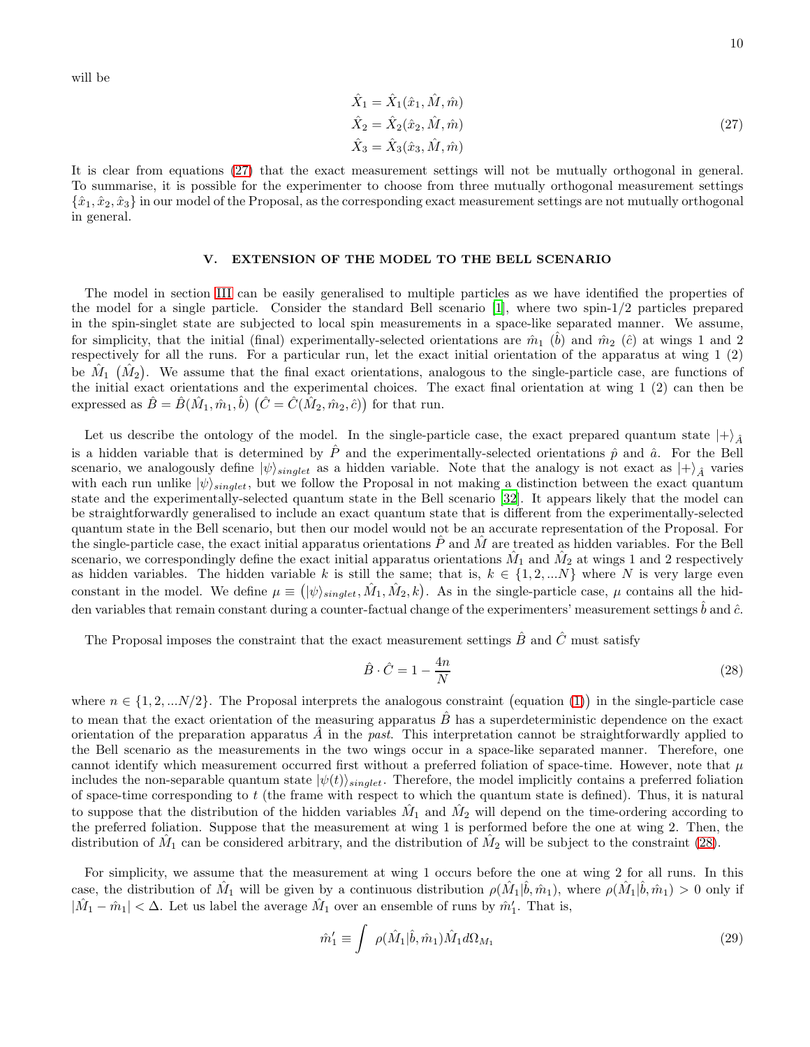will be

$$
\begin{aligned}
\hat{X}_1 &= \hat{X}_1(\hat{x}_1, \hat{M}, \hat{m}) \\
\hat{X}_2 &= \hat{X}_2(\hat{x}_2, \hat{M}, \hat{m}) \\
\hat{X}_3 &= \hat{X}_3(\hat{x}_3, \hat{M}, \hat{m})
\end{aligned} \tag{27}
$$

It is clear from equations (27) that the exact measurement settings will not be mutually orthogonal in general. To summarise, it is possible for the experimenter to choose from three mutually orthogonal measurement settings $\{\hat{x}_1, \hat{x}_2, \hat{x}_3\}$ in our model of the Proposal, as the corresponding exact measurement settings are not mutually orthogonal in general.

## V. EXTENSION OF THE MODEL TO THE BELL SCENARIO

The model in section III can be easily generalised to multiple particles as we have identified the properties of the model for a single particle. Consider the standard Bell scenario [1], where two spin-1/2 particles prepared in the spin-singlet state are subjected to local spin measurements in a space-like separated manner. We assume, for simplicity, that the initial (final) experimentally-selected orientations are $\hat{m}_1$ $(\hat{b})$ and $\hat{m}_2$ $(\hat{c})$ at wings 1 and 2 respectively for all the runs. For a particular run, let the exact initial orientation of the apparatus at wing 1 (2) be $\hat{M}_1$ $(\hat{M}_2)$. We assume that the final exact orientations, analogous to the single-particle case, are functions of the initial exact orientations and the experimental choices. The exact final orientation at wing 1 (2) can then be expressed as $\hat{B} = \hat{B}(\hat{M}_1, \hat{m}_1, \hat{b})$ $\big(\hat{C} = \hat{C}(\hat{M}_2, \hat{m}_2, \hat{c})\big)$ for that run.

Let us describe the ontology of the model. In the single-particle case, the exact prepared quantum state $|+\rangle_{\hat{A}}$ is a hidden variable that is determined by $\hat{P}$ and the experimentally-selected orientations $\hat{p}$ and $\hat{a}$. For the Bell scenario, we analogously define $|\psi\rangle_{singlet}$ as a hidden variable. Note that the analogy is not exact as $|+\rangle_{\hat{A}}$ varies with each run unlike $|\psi\rangle_{singlet}$, but we follow the Proposal in not making a distinction between the exact quantum state and the experimentally-selected quantum state in the Bell scenario [32]. It appears likely that the model can be straightforwardly generalised to include an exact quantum state that is different from the experimentally-selected quantum state in the Bell scenario, but then our model would not be an accurate representation of the Proposal. For the single-particle case, the exact initial apparatus orientations $\hat{P}$ and $\hat{M}$ are treated as hidden variables. For the Bell scenario, we correspondingly define the exact initial apparatus orientations $\hat{M}_1$ and $\hat{M}_2$ at wings 1 and 2 respectively as hidden variables. The hidden variable $k$ is still the same; that is, $k \in \{1, 2, ...N\}$ where $N$ is very large even constant in the model. We define $\mu \equiv \big(|\psi\rangle_{singlet}, \hat{M}_1, \hat{M}_2, k\big)$. As in the single-particle case, $\mu$ contains all the hidden variables that remain constant during a counter-factual change of the experimenters' measurement settings $\hat{b}$ and $\hat{c}$.

The Proposal imposes the constraint that the exact measurement settings $\hat{B}$ and $\hat{C}$ must satisfy

$$
\hat{B} \cdot \hat{C} = 1 - \frac{4n}{N} \tag{28}
$$

where $n \in \{1, 2, ...N/2\}$. The Proposal interprets the analogous constraint (equation (1)) in the single-particle case to mean that the exact orientation of the measuring apparatus $\hat{B}$ has a superdeterministic dependence on the exact orientation of the preparation apparatus $\hat{A}$ in the *past*. This interpretation cannot be straightforwardly applied to the Bell scenario as the measurements in the two wings occur in a space-like separated manner. Therefore, one cannot identify which measurement occurred first without a preferred foliation of space-time. However, note that $\mu$ includes the non-separable quantum state $|\psi(t)\rangle_{singlet}$. Therefore, the model implicitly contains a preferred foliation of space-time corresponding to $t$ (the frame with respect to which the quantum state is defined). Thus, it is natural to suppose that the distribution of the hidden variables $\hat{M}_1$ and $\hat{M}_2$ will depend on the time-ordering according to the preferred foliation. Suppose that the measurement at wing 1 is performed before the one at wing 2. Then, the distribution of $\hat{M}_1$ can be considered arbitrary, and the distribution of $\hat{M}_2$ will be subject to the constraint (28).

For simplicity, we assume that the measurement at wing 1 occurs before the one at wing 2 for all runs. In this case, the distribution of $\hat{M}_1$ will be given by a continuous distribution $\rho(\hat{M}_1|\hat{b}, \hat{m}_1)$, where $\rho(\hat{M}_1|\hat{b}, \hat{m}_1) > 0$ only if $|\hat{M}_1 - \hat{m}_1| < \Delta$. Let us label the average $\hat{M}_1$ over an ensemble of runs by $\hat{m}'_1$. That is,

$$
\hat{m}'_1 \equiv \int \rho(\hat{M}_1|\hat{b}, \hat{m}_1)\hat{M}_1 d\Omega_{M_1} \tag{29}
$$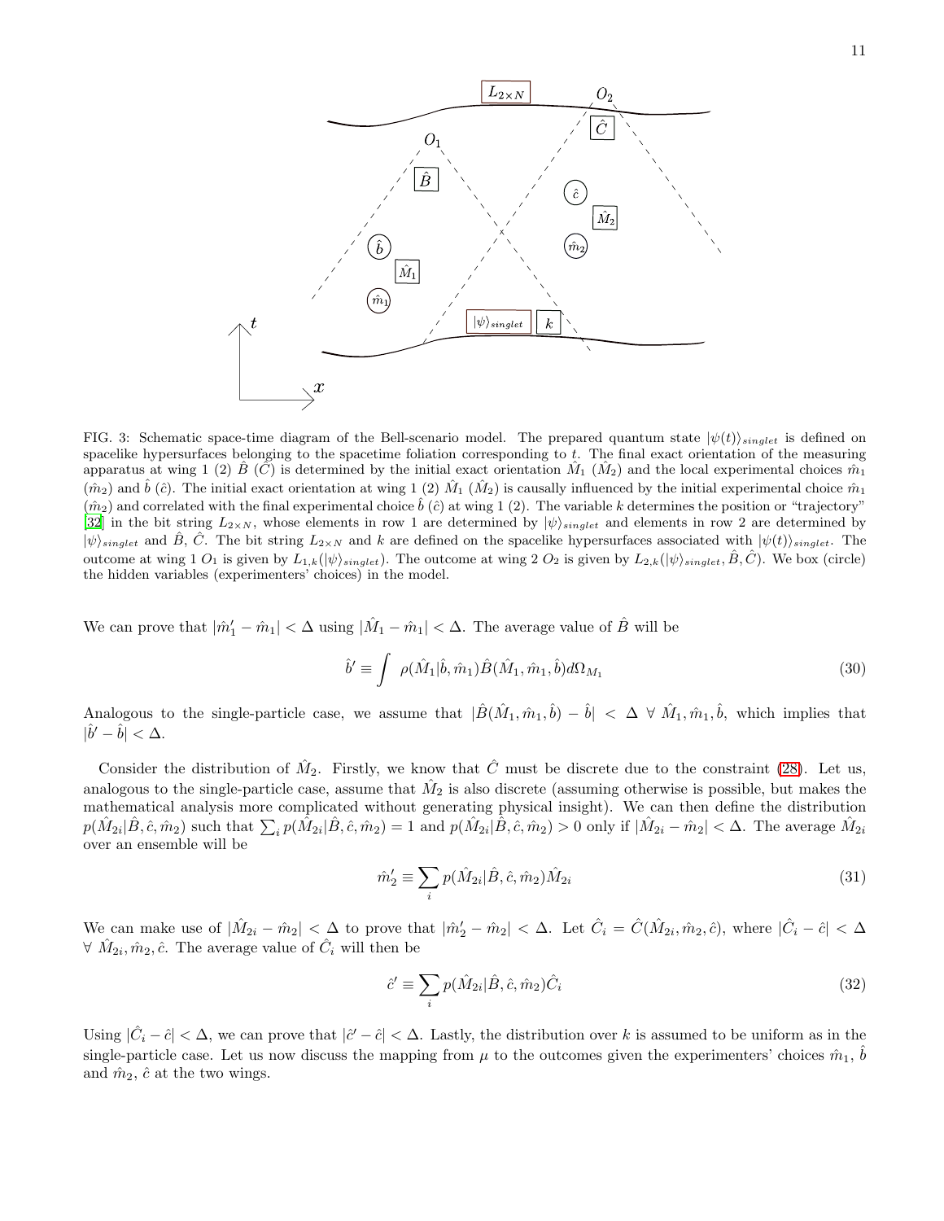FIG. 3: Schematic space-time diagram of the Bell-scenario model. The prepared quantum state $|\psi(t)\rangle_{singlet}$ is defined on spacelike hypersurfaces belonging to the spacetime foliation corresponding to $t$. The final exact orientation of the measuring apparatus at wing 1 (2) $\hat{B}$ ($\hat{C}$) is determined by the initial exact orientation $\hat{M}_1$ ($\hat{M}_2$) and the local experimental choices $\hat{m}_1$ ($\hat{m}_2$) and $\hat{b}$ ($\hat{c}$). The initial exact orientation at wing 1 (2) $\hat{M}_1$ ($\hat{M}_2$) is causally influenced by the initial experimental choice $\hat{m}_1$ ($\hat{m}_2$) and correlated with the final experimental choice $\hat{b}$ ($\hat{c}$) at wing 1 (2). The variable $k$ determines the position or "trajectory" [32] in the bit string $L_{2\times N}$, whose elements in row 1 are determined by $|\psi\rangle_{singlet}$ and elements in row 2 are determined by $|\psi\rangle_{singlet}$ and $\hat{B}$, $\hat{C}$. The bit string $L_{2\times N}$ and $k$ are defined on the spacelike hypersurfaces associated with $|\psi(t)\rangle_{singlet}$. The outcome at wing 1 $O_1$ is given by $L_{1,k}(|\psi\rangle_{singlet})$. The outcome at wing 2 $O_2$ is given by $L_{2,k}(|\psi\rangle_{singlet}, \hat{B}, \hat{C})$. We box (circle) the hidden variables (experimenters' choices) in the model.

We can prove that $|\hat{m}_1' - \hat{m}_1| < \Delta$ using $|\hat{M}_1 - \hat{m}_1| < \Delta$. The average value of $\hat{B}$ will be

$$\hat{b}' \equiv \int \rho(\hat{M}_1|\hat{b}, \hat{m}_1)\hat{B}(\hat{M}_1, \hat{m}_1, \hat{b})d\Omega_{M_1} \tag{30}$$

Analogous to the single-particle case, we assume that $|\hat{B}(\hat{M}_1, \hat{m}_1, \hat{b}) - \hat{b}| < \Delta \ \forall \ \hat{M}_1, \hat{m}_1, \hat{b}$, which implies that $|\hat{b}' - \hat{b}| < \Delta$.

Consider the distribution of $\hat{M}_2$. Firstly, we know that $\hat{C}$ must be discrete due to the constraint (28). Let us, analogous to the single-particle case, assume that $\hat{M}_2$ is also discrete (assuming otherwise is possible, but makes the mathematical analysis more complicated without generating physical insight). We can then define the distribution $p(\hat{M}_{2i}|\hat{B}, \hat{c}, \hat{m}_2)$ such that $\sum_i p(\hat{M}_{2i}|\hat{B}, \hat{c}, \hat{m}_2) = 1$ and $p(\hat{M}_{2i}|\hat{B}, \hat{c}, \hat{m}_2) > 0$ only if $|\hat{M}_{2i} - \hat{m}_2| < \Delta$. The average $\hat{M}_{2i}$ over an ensemble will be

$$\hat{m}_2' \equiv \sum_i p(\hat{M}_{2i}|\hat{B}, \hat{c}, \hat{m}_2)\hat{M}_{2i} \tag{31}$$

We can make use of $|\hat{M}_{2i} - \hat{m}_2| < \Delta$ to prove that $|\hat{m}_2' - \hat{m}_2| < \Delta$. Let $\hat{C}_i = \hat{C}(\hat{M}_{2i}, \hat{m}_2, \hat{c})$, where $|\hat{C}_i - \hat{c}| < \Delta$ $\forall \ \hat{M}_{2i}, \hat{m}_2, \hat{c}$. The average value of $\hat{C}_i$ will then be

$$\hat{c}' \equiv \sum_i p(\hat{M}_{2i}|\hat{B}, \hat{c}, \hat{m}_2)\hat{C}_i \tag{32}$$

Using $|\hat{C}_i - \hat{c}| < \Delta$, we can prove that $|\hat{c}' - \hat{c}| < \Delta$. Lastly, the distribution over $k$ is assumed to be uniform as in the single-particle case. Let us now discuss the mapping from $\mu$ to the outcomes given the experimenters' choices $\hat{m}_1$, $\hat{b}$ and $\hat{m}_2$, $\hat{c}$ at the two wings.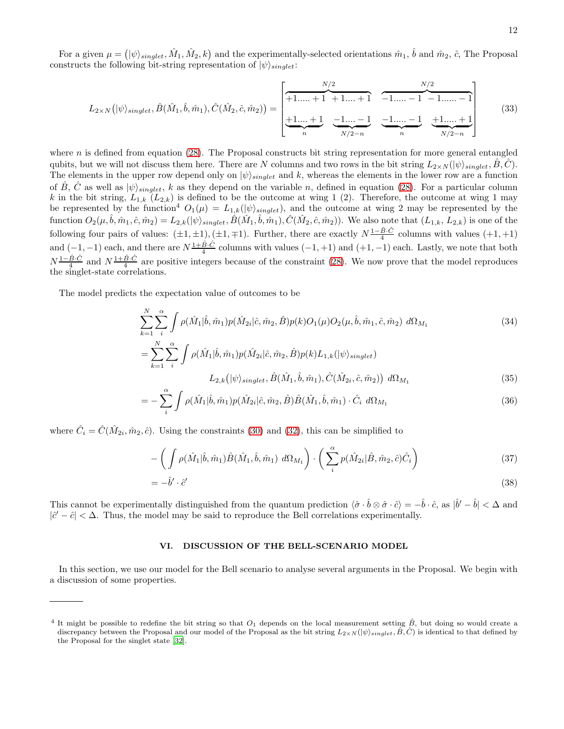For a given $\mu = \left(|\psi\rangle_{singlet}, \hat{M}_1, \hat{M}_2, k\right)$ and the experimentally-selected orientations $\hat{m}_1$, $\hat{b}$ and $\hat{m}_2$, $\hat{c}$, The Proposal constructs the following bit-string representation of $|\psi\rangle_{singlet}$:

$$L_{2\times N}\left(|\psi\rangle_{singlet}, \hat{B}(\hat{M}_1, \hat{b}, \hat{m}_1), \hat{C}(\hat{M}_2, \hat{c}, \hat{m}_2)\right) = \begin{bmatrix} \overbrace{+1.....+1 \;\; +1....+1}^{N/2} & \overbrace{-1.....-1 \;\; -1......-1}^{N/2} \\ \underbrace{+1....+1}_{n} \;\; \underbrace{-1....-1}_{N/2-n} & \underbrace{-1.....-1}_{n} \;\; \underbrace{+1.....+1}_{N/2-n} \end{bmatrix} \tag{33}$$

where $n$ is defined from equation (28). The Proposal constructs bit string representation for more general entangled qubits, but we will not discuss them here. There are $N$ columns and two rows in the bit string $L_{2\times N}(|\psi\rangle_{singlet}, \hat{B}, \hat{C})$. The elements in the upper row depend only on $|\psi\rangle_{singlet}$ and $k$, whereas the elements in the lower row are a function of $\hat{B}$, $\hat{C}$ as well as $|\psi\rangle_{singlet}$, $k$ as they depend on the variable $n$, defined in equation (28). For a particular column $k$ in the bit string, $L_{1,k}$ ($L_{2,k}$) is defined to be the outcome at wing 1 (2). Therefore, the outcome at wing 1 may be represented by the function[4] $O_1(\mu) = L_{1,k}(|\psi\rangle_{singlet})$, and the outcome at wing 2 may be represented by the function $O_2(\mu, \hat{b}, \hat{m}_1, \hat{c}, \hat{m}_2) = L_{2,k}(|\psi\rangle_{singlet}, \hat{B}(\hat{M}_1, \hat{b}, \hat{m}_1), \hat{C}(\hat{M}_2, \hat{c}, \hat{m}_2))$. We also note that $(L_{1,k}, L_{2,k})$ is one of the following four pairs of values: $(\pm 1, \pm 1), (\pm 1, \mp 1)$. Further, there are exactly $N\frac{1-\hat{B}\cdot\hat{C}}{4}$ columns with values $(+1,+1)$ and $(-1,-1)$ each, and there are $N\frac{1+\hat{B}\cdot\hat{C}}{4}$ columns with values $(-1,+1)$ and $(+1,-1)$ each. Lastly, we note that both $N\frac{1-\hat{B}\cdot\hat{C}}{4}$ and $N\frac{1+\hat{B}\cdot\hat{C}}{4}$ are positive integers because of the constraint (28). We now prove that the model reproduces the singlet-state correlations.

The model predicts the expectation value of outcomes to be

$$\sum_{k=1}^{N}\sum_{i}^{\alpha}\int \rho(\hat{M}_1|\hat{b}, \hat{m}_1)p(\hat{M}_{2i}|\hat{c}, \hat{m}_2, \hat{B})p(k)O_1(\mu)O_2(\mu, \hat{b}, \hat{m}_1, \hat{c}, \hat{m}_2)\; d\Omega_{M_1} \tag{34}$$

$$= \sum_{k=1}^{N}\sum_{i}^{\alpha}\int \rho(\hat{M}_1|\hat{b}, \hat{m}_1)p(\hat{M}_{2i}|\hat{c}, \hat{m}_2, \hat{B})p(k)L_{1,k}(|\psi\rangle_{singlet}) \; L_{2,k}\left(|\psi\rangle_{singlet}, \hat{B}(\hat{M}_1, \hat{b}, \hat{m}_1), \hat{C}(\hat{M}_{2i}, \hat{c}, \hat{m}_2)\right)\; d\Omega_{M_1} \tag{35}$$

$$= -\sum_{i}^{\alpha}\int \rho(\hat{M}_1|\hat{b}, \hat{m}_1)p(\hat{M}_{2i}|\hat{c}, \hat{m}_2, \hat{B})\hat{B}(\hat{M}_1, \hat{b}, \hat{m}_1)\cdot\hat{C}_i\; d\Omega_{M_1} \tag{36}$$

where $\hat{C}_i = \hat{C}(\hat{M}_{2i}, \hat{m}_2, \hat{c})$. Using the constraints (30) and (32), this can be simplified to

$$-\left(\int \rho(\hat{M}_1|\hat{b}, \hat{m}_1)\hat{B}(\hat{M}_1, \hat{b}, \hat{m}_1)\; d\Omega_{M_1}\right)\cdot\left(\sum_{i}^{\alpha} p(\hat{M}_{2i}|\hat{B}, \hat{m}_2, \hat{c})\hat{C}_i\right) \tag{37}$$

$$= -\hat{b}'\cdot\hat{c}' \tag{38}$$

This cannot be experimentally distinguished from the quantum prediction $\langle\hat{\sigma}\cdot\hat{b}\otimes\hat{\sigma}\cdot\hat{c}\rangle = -\hat{b}\cdot\hat{c}$, as $|\hat{b}'-\hat{b}| < \Delta$ and $|\hat{c}'-\hat{c}| < \Delta$. Thus, the model may be said to reproduce the Bell correlations experimentally.

## VI. DISCUSSION OF THE BELL-SCENARIO MODEL

In this section, we use our model for the Bell scenario to analyse several arguments in the Proposal. We begin with a discussion of some properties.

---

[4] It might be possible to redefine the bit string so that $O_1$ depends on the local measurement setting $\hat{B}$, but doing so would create a discrepancy between the Proposal and our model of the Proposal as the bit string $L_{2\times N}(|\psi\rangle_{singlet}, \hat{B}, \hat{C})$ is identical to that defined by the Proposal for the singlet state [32].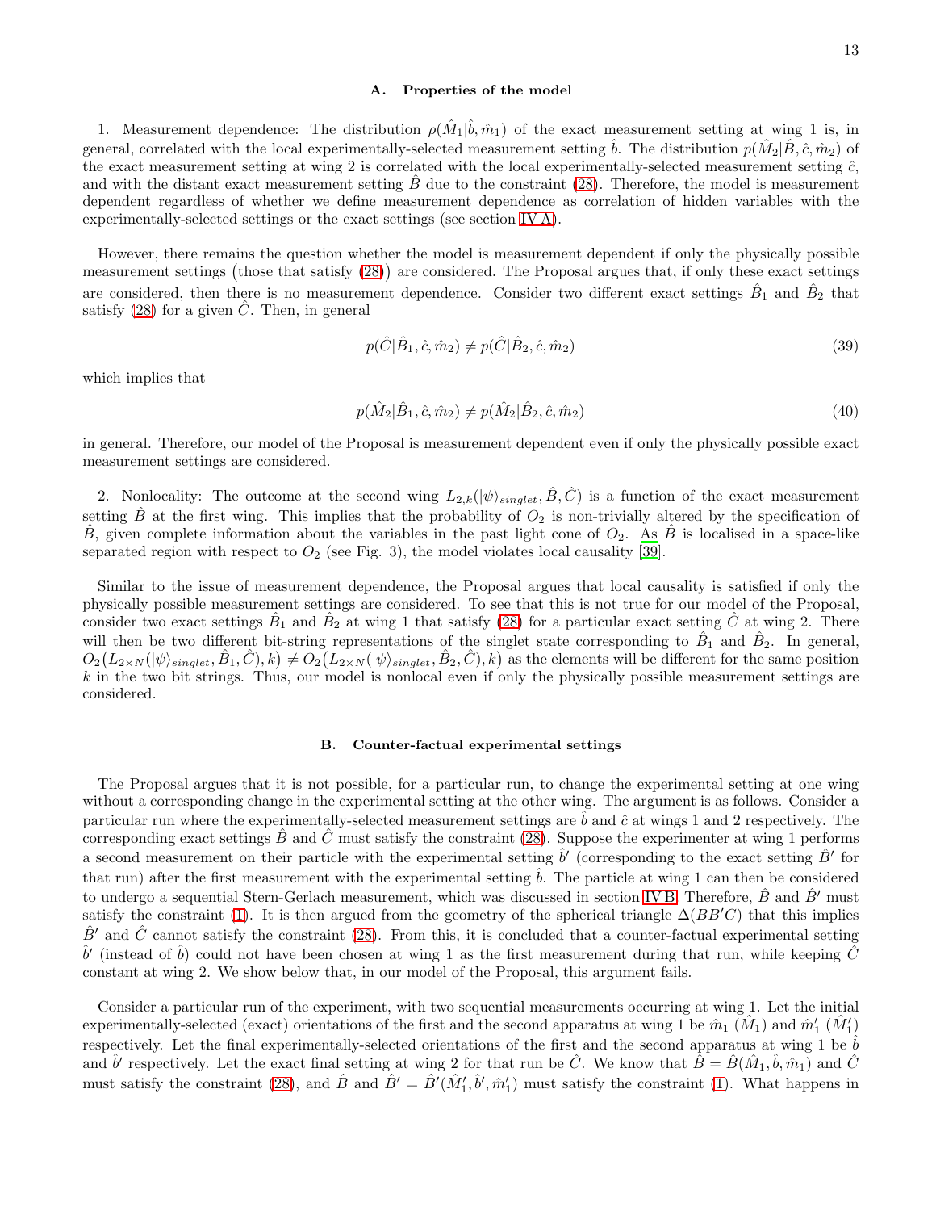### A. Properties of the model

1. Measurement dependence: The distribution $\rho(\hat{M}_1|\hat{b}, \hat{m}_1)$ of the exact measurement setting at wing 1 is, in general, correlated with the local experimentally-selected measurement setting $\hat{b}$. The distribution $p(\hat{M}_2|\hat{B}, \hat{c}, \hat{m}_2)$ of the exact measurement setting at wing 2 is correlated with the local experimentally-selected measurement setting $\hat{c}$, and with the distant exact measurement setting $\hat{B}$ due to the constraint (28). Therefore, the model is measurement dependent regardless of whether we define measurement dependence as correlation of hidden variables with the experimentally-selected settings or the exact settings (see section IV A).

However, there remains the question whether the model is measurement dependent if only the physically possible measurement settings (those that satisfy (28)) are considered. The Proposal argues that, if only these exact settings are considered, then there is no measurement dependence. Consider two different exact settings $\hat{B}_1$ and $\hat{B}_2$ that satisfy (28) for a given $\hat{C}$. Then, in general

$$p(\hat{C}|\hat{B}_1, \hat{c}, \hat{m}_2) \neq p(\hat{C}|\hat{B}_2, \hat{c}, \hat{m}_2) \tag{39}$$

which implies that

$$p(\hat{M}_2|\hat{B}_1, \hat{c}, \hat{m}_2) \neq p(\hat{M}_2|\hat{B}_2, \hat{c}, \hat{m}_2) \tag{40}$$

in general. Therefore, our model of the Proposal is measurement dependent even if only the physically possible exact measurement settings are considered.

2. Nonlocality: The outcome at the second wing $L_{2,k}(|\psi\rangle_{singlet}, \hat{B}, \hat{C})$ is a function of the exact measurement setting $\hat{B}$ at the first wing. This implies that the probability of $O_2$ is non-trivially altered by the specification of $\hat{B}$, given complete information about the variables in the past light cone of $O_2$. As $\hat{B}$ is localised in a space-like separated region with respect to $O_2$ (see Fig. 3), the model violates local causality [39].

Similar to the issue of measurement dependence, the Proposal argues that local causality is satisfied if only the physically possible measurement settings are considered. To see that this is not true for our model of the Proposal, consider two exact settings $\hat{B}_1$ and $\hat{B}_2$ at wing 1 that satisfy (28) for a particular exact setting $\hat{C}$ at wing 2. There will then be two different bit-string representations of the singlet state corresponding to $\hat{B}_1$ and $\hat{B}_2$. In general, $O_2\big(L_{2\times N}(|\psi\rangle_{singlet}, \hat{B}_1, \hat{C}), k\big) \neq O_2\big(L_{2\times N}(|\psi\rangle_{singlet}, \hat{B}_2, \hat{C}), k\big)$ as the elements will be different for the same position $k$ in the two bit strings. Thus, our model is nonlocal even if only the physically possible measurement settings are considered.

### B. Counter-factual experimental settings

The Proposal argues that it is not possible, for a particular run, to change the experimental setting at one wing without a corresponding change in the experimental setting at the other wing. The argument is as follows. Consider a particular run where the experimentally-selected measurement settings are $\hat{b}$ and $\hat{c}$ at wings 1 and 2 respectively. The corresponding exact settings $\hat{B}$ and $\hat{C}$ must satisfy the constraint (28). Suppose the experimenter at wing 1 performs a second measurement on their particle with the experimental setting $\hat{b}'$ (corresponding to the exact setting $\hat{B}'$ for that run) after the first measurement with the experimental setting $\hat{b}$. The particle at wing 1 can then be considered to undergo a sequential Stern-Gerlach measurement, which was discussed in section IV B. Therefore, $\hat{B}$ and $\hat{B}'$ must satisfy the constraint (1). It is then argued from the geometry of the spherical triangle $\Delta(BB'C)$ that this implies $\hat{B}'$ and $\hat{C}$ cannot satisfy the constraint (28). From this, it is concluded that a counter-factual experimental setting $\hat{b}'$ (instead of $\hat{b}$) could not have been chosen at wing 1 as the first measurement during that run, while keeping $\hat{C}$ constant at wing 2. We show below that, in our model of the Proposal, this argument fails.

Consider a particular run of the experiment, with two sequential measurements occurring at wing 1. Let the initial experimentally-selected (exact) orientations of the first and the second apparatus at wing 1 be $\hat{m}_1$ ($\hat{M}_1$) and $\hat{m}_1'$ ($\hat{M}_1'$) respectively. Let the final experimentally-selected orientations of the first and the second apparatus at wing 1 be $\hat{b}$ and $\hat{b}'$ respectively. Let the exact final setting at wing 2 for that run be $\hat{C}$. We know that $\hat{B} = \hat{B}(\hat{M}_1, \hat{b}, \hat{m}_1)$ and $\hat{C}$ must satisfy the constraint (28), and $\hat{B}$ and $\hat{B}' = \hat{B}'(\hat{M}_1', \hat{b}', \hat{m}_1')$ must satisfy the constraint (1). What happens in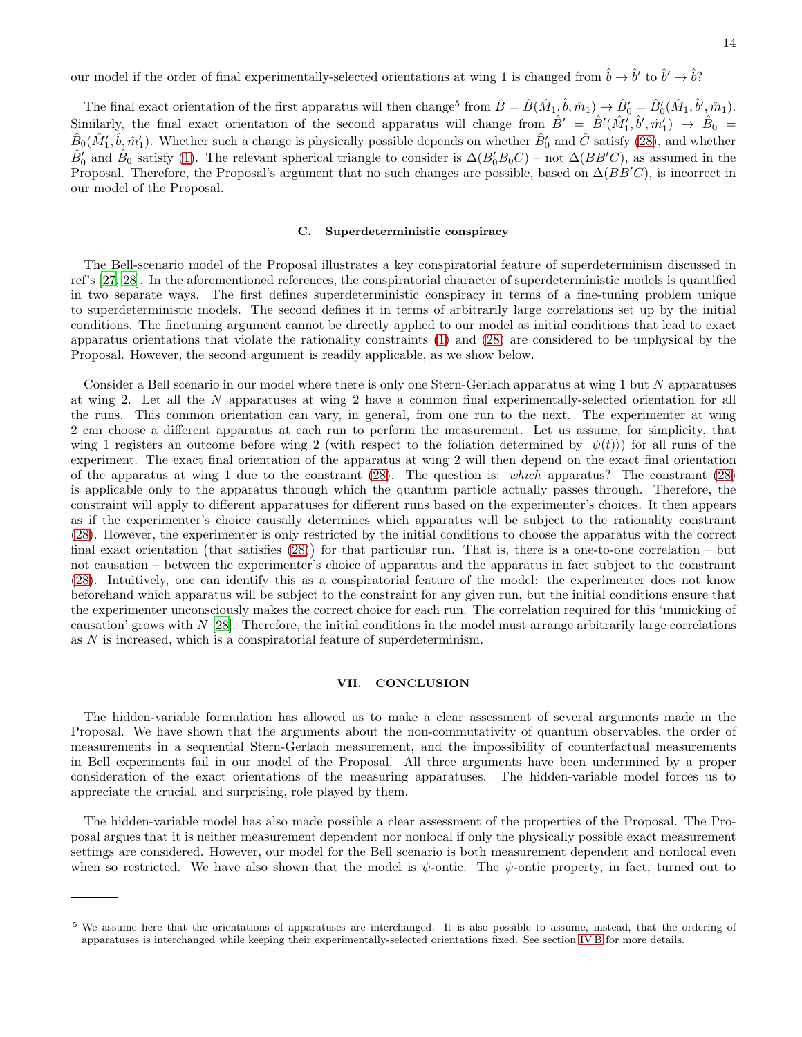our model if the order of final experimentally-selected orientations at wing 1 is changed from $\hat{b} \to \hat{b}'$ to $\hat{b}' \to \hat{b}$?

The final exact orientation of the first apparatus will then change[5] from $\hat{B} = \hat{B}(\hat{M}_1, \hat{b}, \hat{m}_1) \to \hat{B}'_0 = \hat{B}'_0(\hat{M}_1, \hat{b}', \hat{m}_1)$. Similarly, the final exact orientation of the second apparatus will change from $\hat{B}' = \hat{B}'(\hat{M}'_1, \hat{b}', \hat{m}'_1) \to \hat{B}_0 = \hat{B}_0(\hat{M}'_1, \hat{b}, \hat{m}'_1)$. Whether such a change is physically possible depends on whether $\hat{B}'_0$ and $\hat{C}$ satisfy (28), and whether $\hat{B}'_0$ and $\hat{B}_0$ satisfy (1). The relevant spherical triangle to consider is $\Delta(B'_0 B_0 C)$ – not $\Delta(BB'C)$, as assumed in the Proposal. Therefore, the Proposal's argument that no such changes are possible, based on $\Delta(BB'C)$, is incorrect in our model of the Proposal.

### C. Superdeterministic conspiracy

The Bell-scenario model of the Proposal illustrates a key conspiratorial feature of superdeterminism discussed in ref's [27, 28]. In the aforementioned references, the conspiratorial character of superdeterministic models is quantified in two separate ways. The first defines superdeterministic conspiracy in terms of a fine-tuning problem unique to superdeterministic models. The second defines it in terms of arbitrarily large correlations set up by the initial conditions. The finetuning argument cannot be directly applied to our model as initial conditions that lead to exact apparatus orientations that violate the rationality constraints (1) and (28) are considered to be unphysical by the Proposal. However, the second argument is readily applicable, as we show below.

Consider a Bell scenario in our model where there is only one Stern-Gerlach apparatus at wing 1 but $N$ apparatuses at wing 2. Let all the $N$ apparatuses at wing 2 have a common final experimentally-selected orientation for all the runs. This common orientation can vary, in general, from one run to the next. The experimenter at wing 2 can choose a different apparatus at each run to perform the measurement. Let us assume, for simplicity, that wing 1 registers an outcome before wing 2 (with respect to the foliation determined by $|\psi(t)\rangle$) for all runs of the experiment. The exact final orientation of the apparatus at wing 2 will then depend on the exact final orientation of the apparatus at wing 1 due to the constraint (28). The question is: *which* apparatus? The constraint (28) is applicable only to the apparatus through which the quantum particle actually passes through. Therefore, the constraint will apply to different apparatuses for different runs based on the experimenter's choices. It then appears as if the experimenter's choice causally determines which apparatus will be subject to the rationality constraint (28). However, the experimenter is only restricted by the initial conditions to choose the apparatus with the correct final exact orientation (that satisfies (28)) for that particular run. That is, there is a one-to-one correlation – but not causation – between the experimenter's choice of apparatus and the apparatus in fact subject to the constraint (28). Intuitively, one can identify this as a conspiratorial feature of the model: the experimenter does not know beforehand which apparatus will be subject to the constraint for any given run, but the initial conditions ensure that the experimenter unconsciously makes the correct choice for each run. The correlation required for this 'mimicking of causation' grows with $N$ [28]. Therefore, the initial conditions in the model must arrange arbitrarily large correlations as $N$ is increased, which is a conspiratorial feature of superdeterminism.

## VII. CONCLUSION

The hidden-variable formulation has allowed us to make a clear assessment of several arguments made in the Proposal. We have shown that the arguments about the non-commutativity of quantum observables, the order of measurements in a sequential Stern-Gerlach measurement, and the impossibility of counterfactual measurements in Bell experiments fail in our model of the Proposal. All three arguments have been undermined by a proper consideration of the exact orientations of the measuring apparatuses. The hidden-variable model forces us to appreciate the crucial, and surprising, role played by them.

The hidden-variable model has also made possible a clear assessment of the properties of the Proposal. The Proposal argues that it is neither measurement dependent nor nonlocal if only the physically possible exact measurement settings are considered. However, our model for the Bell scenario is both measurement dependent and nonlocal even when so restricted. We have also shown that the model is $\psi$-ontic. The $\psi$-ontic property, in fact, turned out to

---

[5] We assume here that the orientations of apparatuses are interchanged. It is also possible to assume, instead, that the ordering of apparatuses is interchanged while keeping their experimentally-selected orientations fixed. See section IV B for more details.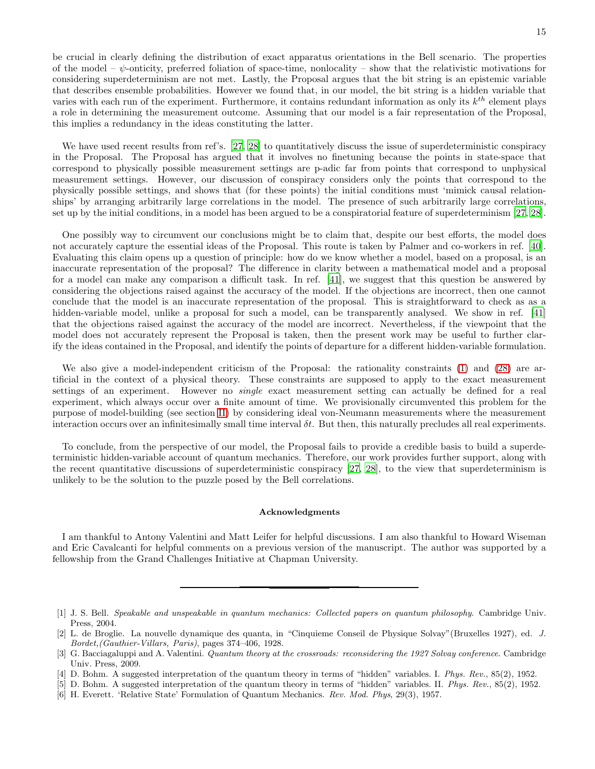be crucial in clearly defining the distribution of exact apparatus orientations in the Bell scenario. The properties of the model – $\psi$-onticity, preferred foliation of space-time, nonlocality – show that the relativistic motivations for considering superdeterminism are not met. Lastly, the Proposal argues that the bit string is an epistemic variable that describes ensemble probabilities. However we found that, in our model, the bit string is a hidden variable that varies with each run of the experiment. Furthermore, it contains redundant information as only its $k^{th}$ element plays a role in determining the measurement outcome. Assuming that our model is a fair representation of the Proposal, this implies a redundancy in the ideas constituting the latter.

We have used recent results from ref's. [27, 28] to quantitatively discuss the issue of superdeterministic conspiracy in the Proposal. The Proposal has argued that it involves no finetuning because the points in state-space that correspond to physically possible measurement settings are p-adic far from points that correspond to unphysical measurement settings. However, our discussion of conspiracy considers only the points that correspond to the physically possible settings, and shows that (for these points) the initial conditions must 'mimick causal relationships' by arranging arbitrarily large correlations in the model. The presence of such arbitrarily large correlations, set up by the initial conditions, in a model has been argued to be a conspiratorial feature of superdeterminism [27, 28].

One possibly way to circumvent our conclusions might be to claim that, despite our best efforts, the model does not accurately capture the essential ideas of the Proposal. This route is taken by Palmer and co-workers in ref. [40]. Evaluating this claim opens up a question of principle: how do we know whether a model, based on a proposal, is an inaccurate representation of the proposal? The difference in clarity between a mathematical model and a proposal for a model can make any comparison a difficult task. In ref. [41], we suggest that this question be answered by considering the objections raised against the accuracy of the model. If the objections are incorrect, then one cannot conclude that the model is an inaccurate representation of the proposal. This is straightforward to check as as a hidden-variable model, unlike a proposal for such a model, can be transparently analysed. We show in ref. [41] that the objections raised against the accuracy of the model are incorrect. Nevertheless, if the viewpoint that the model does not accurately represent the Proposal is taken, then the present work may be useful to further clarify the ideas contained in the Proposal, and identify the points of departure for a different hidden-variable formulation.

We also give a model-independent criticism of the Proposal: the rationality constraints (1) and (28) are artificial in the context of a physical theory. These constraints are supposed to apply to the exact measurement settings of an experiment. However no *single* exact measurement setting can actually be defined for a real experiment, which always occur over a finite amount of time. We provisionally circumvented this problem for the purpose of model-building (see section II) by considering ideal von-Neumann measurements where the measurement interaction occurs over an infinitesimally small time interval $\delta t$. But then, this naturally precludes all real experiments.

To conclude, from the perspective of our model, the Proposal fails to provide a credible basis to build a superdeterministic hidden-variable account of quantum mechanics. Therefore, our work provides further support, along with the recent quantitative discussions of superdeterministic conspiracy [27, 28], to the view that superdeterminism is unlikely to be the solution to the puzzle posed by the Bell correlations.

### Acknowledgments

I am thankful to Antony Valentini and Matt Leifer for helpful discussions. I am also thankful to Howard Wiseman and Eric Cavalcanti for helpful comments on a previous version of the manuscript. The author was supported by a fellowship from the Grand Challenges Initiative at Chapman University.

---

[1] J. S. Bell. *Speakable and unspeakable in quantum mechanics: Collected papers on quantum philosophy*. Cambridge Univ. Press, 2004.

[2] L. de Broglie. La nouvelle dynamique des quanta, in "Cinquieme Conseil de Physique Solvay"(Bruxelles 1927), ed. *J. Bordet,(Gauthier-Villars, Paris)*, pages 374–406, 1928.

[3] G. Bacciagaluppi and A. Valentini. *Quantum theory at the crossroads: reconsidering the 1927 Solvay conference*. Cambridge Univ. Press, 2009.

[4] D. Bohm. A suggested interpretation of the quantum theory in terms of "hidden" variables. I. *Phys. Rev.*, 85(2), 1952.

[5] D. Bohm. A suggested interpretation of the quantum theory in terms of "hidden" variables. II. *Phys. Rev.*, 85(2), 1952.

[6] H. Everett. 'Relative State' Formulation of Quantum Mechanics. *Rev. Mod. Phys*, 29(3), 1957.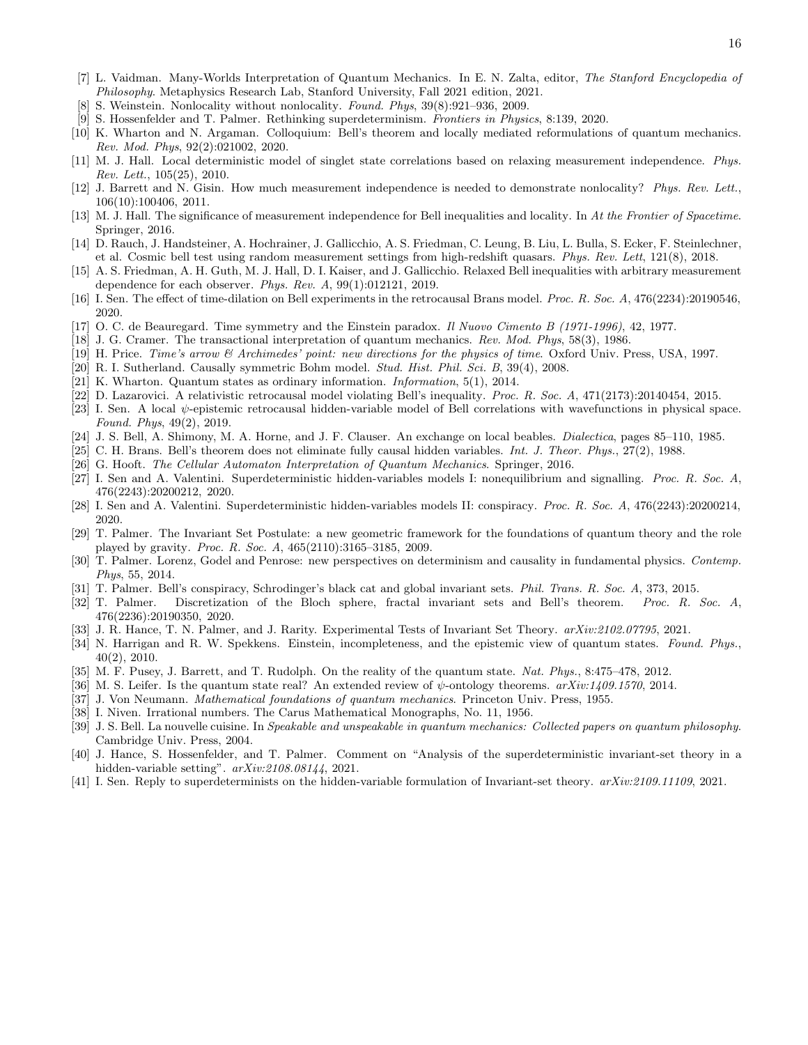[7] L. Vaidman. Many-Worlds Interpretation of Quantum Mechanics. In E. N. Zalta, editor, *The Stanford Encyclopedia of Philosophy*. Metaphysics Research Lab, Stanford University, Fall 2021 edition, 2021.

[8] S. Weinstein. Nonlocality without nonlocality. *Found. Phys*, 39(8):921–936, 2009.

[9] S. Hossenfelder and T. Palmer. Rethinking superdeterminism. *Frontiers in Physics*, 8:139, 2020.

[10] K. Wharton and N. Argaman. Colloquium: Bell's theorem and locally mediated reformulations of quantum mechanics. *Rev. Mod. Phys*, 92(2):021002, 2020.

[11] M. J. Hall. Local deterministic model of singlet state correlations based on relaxing measurement independence. *Phys. Rev. Lett.*, 105(25), 2010.

[12] J. Barrett and N. Gisin. How much measurement independence is needed to demonstrate nonlocality? *Phys. Rev. Lett.*, 106(10):100406, 2011.

[13] M. J. Hall. The significance of measurement independence for Bell inequalities and locality. In *At the Frontier of Spacetime*. Springer, 2016.

[14] D. Rauch, J. Handsteiner, A. Hochrainer, J. Gallicchio, A. S. Friedman, C. Leung, B. Liu, L. Bulla, S. Ecker, F. Steinlechner, et al. Cosmic bell test using random measurement settings from high-redshift quasars. *Phys. Rev. Lett*, 121(8), 2018.

[15] A. S. Friedman, A. H. Guth, M. J. Hall, D. I. Kaiser, and J. Gallicchio. Relaxed Bell inequalities with arbitrary measurement dependence for each observer. *Phys. Rev. A*, 99(1):012121, 2019.

[16] I. Sen. The effect of time-dilation on Bell experiments in the retrocausal Brans model. *Proc. R. Soc. A*, 476(2234):20190546, 2020.

[17] O. C. de Beauregard. Time symmetry and the Einstein paradox. *Il Nuovo Cimento B (1971-1996)*, 42, 1977.

[18] J. G. Cramer. The transactional interpretation of quantum mechanics. *Rev. Mod. Phys*, 58(3), 1986.

[19] H. Price. *Time's arrow & Archimedes' point: new directions for the physics of time*. Oxford Univ. Press, USA, 1997.

[20] R. I. Sutherland. Causally symmetric Bohm model. *Stud. Hist. Phil. Sci. B*, 39(4), 2008.

[21] K. Wharton. Quantum states as ordinary information. *Information*, 5(1), 2014.

[22] D. Lazarovici. A relativistic retrocausal model violating Bell's inequality. *Proc. R. Soc. A*, 471(2173):20140454, 2015.

[23] I. Sen. A local $\psi$-epistemic retrocausal hidden-variable model of Bell correlations with wavefunctions in physical space. *Found. Phys*, 49(2), 2019.

[24] J. S. Bell, A. Shimony, M. A. Horne, and J. F. Clauser. An exchange on local beables. *Dialectica*, pages 85–110, 1985.

[25] C. H. Brans. Bell's theorem does not eliminate fully causal hidden variables. *Int. J. Theor. Phys.*, 27(2), 1988.

[26] G. Hooft. *The Cellular Automaton Interpretation of Quantum Mechanics*. Springer, 2016.

[27] I. Sen and A. Valentini. Superdeterministic hidden-variables models I: nonequilibrium and signalling. *Proc. R. Soc. A*, 476(2243):20200212, 2020.

[28] I. Sen and A. Valentini. Superdeterministic hidden-variables models II: conspiracy. *Proc. R. Soc. A*, 476(2243):20200214, 2020.

[29] T. Palmer. The Invariant Set Postulate: a new geometric framework for the foundations of quantum theory and the role played by gravity. *Proc. R. Soc. A*, 465(2110):3165–3185, 2009.

[30] T. Palmer. Lorenz, Godel and Penrose: new perspectives on determinism and causality in fundamental physics. *Contemp. Phys*, 55, 2014.

[31] T. Palmer. Bell's conspiracy, Schrodinger's black cat and global invariant sets. *Phil. Trans. R. Soc. A*, 373, 2015.

[32] T. Palmer. Discretization of the Bloch sphere, fractal invariant sets and Bell's theorem. *Proc. R. Soc. A*, 476(2236):20190350, 2020.

[33] J. R. Hance, T. N. Palmer, and J. Rarity. Experimental Tests of Invariant Set Theory. *arXiv:2102.07795*, 2021.

[34] N. Harrigan and R. W. Spekkens. Einstein, incompleteness, and the epistemic view of quantum states. *Found. Phys.*, 40(2), 2010.

[35] M. F. Pusey, J. Barrett, and T. Rudolph. On the reality of the quantum state. *Nat. Phys.*, 8:475–478, 2012.

[36] M. S. Leifer. Is the quantum state real? An extended review of $\psi$-ontology theorems. *arXiv:1409.1570*, 2014.

[37] J. Von Neumann. *Mathematical foundations of quantum mechanics*. Princeton Univ. Press, 1955.

[38] I. Niven. Irrational numbers. The Carus Mathematical Monographs, No. 11, 1956.

[39] J. S. Bell. La nouvelle cuisine. In *Speakable and unspeakable in quantum mechanics: Collected papers on quantum philosophy*. Cambridge Univ. Press, 2004.

[40] J. Hance, S. Hossenfelder, and T. Palmer. Comment on "Analysis of the superdeterministic invariant-set theory in a hidden-variable setting". *arXiv:2108.08144*, 2021.

[41] I. Sen. Reply to superdeterminists on the hidden-variable formulation of Invariant-set theory. *arXiv:2109.11109*, 2021.